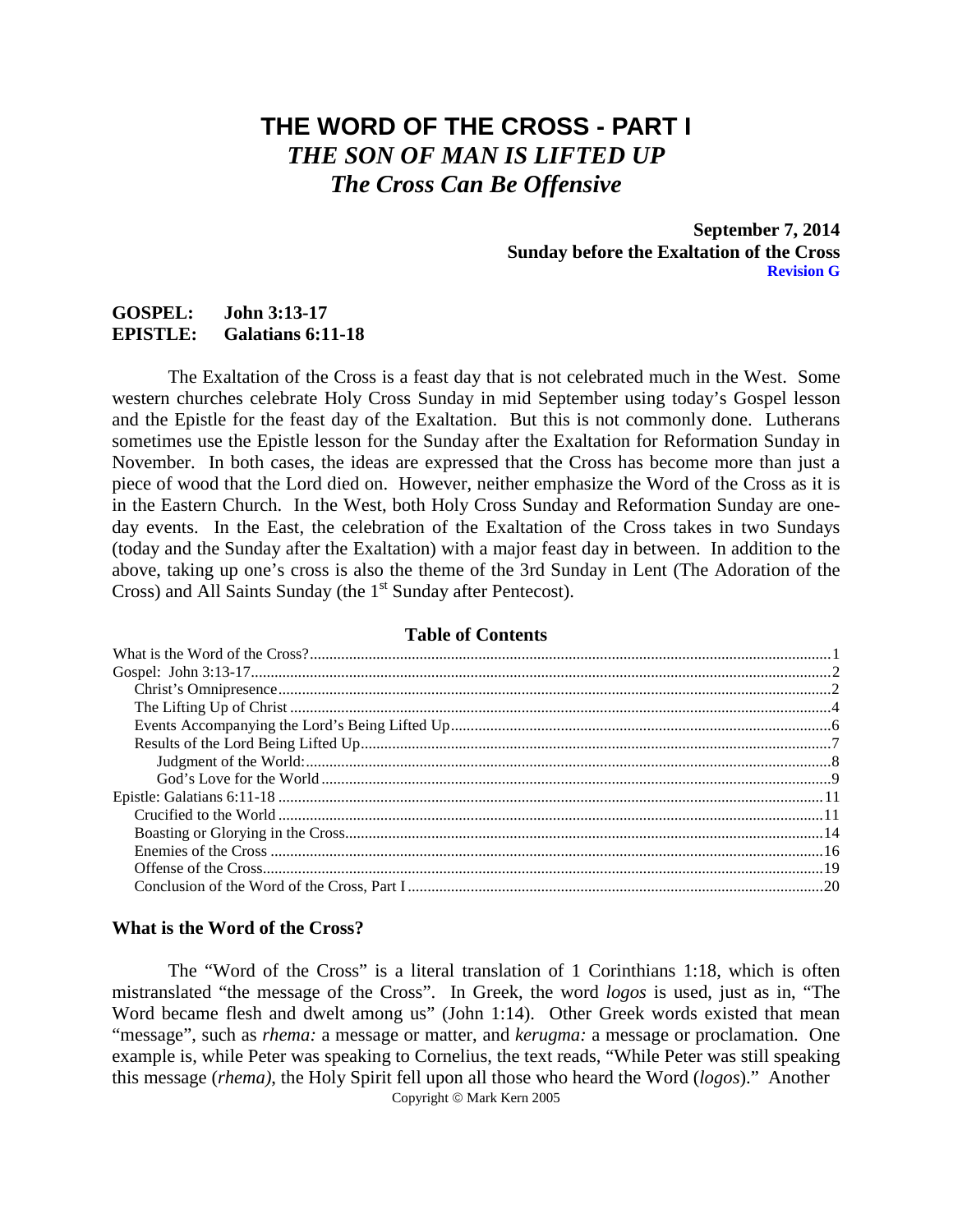# THE WORD OF THE CROSS - PART I

## *THE SON OF MAN IS LIFTED UP*

## *The Cross Can Be Offensive*

**September 7, 2014**
**Sunday before the Exaltation of the Cross**
**Revision G**

**GOSPEL:** **John 3:13-17**
**EPISTLE:** **Galatians 6:11-18**

The Exaltation of the Cross is a feast day that is not celebrated much in the West. Some western churches celebrate Holy Cross Sunday in mid September using today's Gospel lesson and the Epistle for the feast day of the Exaltation. But this is not commonly done. Lutherans sometimes use the Epistle lesson for the Sunday after the Exaltation for Reformation Sunday in November. In both cases, the ideas are expressed that the Cross has become more than just a piece of wood that the Lord died on. However, neither emphasize the Word of the Cross as it is in the Eastern Church. In the West, both Holy Cross Sunday and Reformation Sunday are one-day events. In the East, the celebration of the Exaltation of the Cross takes in two Sundays (today and the Sunday after the Exaltation) with a major feast day in between. In addition to the above, taking up one's cross is also the theme of the 3rd Sunday in Lent (The Adoration of the Cross) and All Saints Sunday (the 1st Sunday after Pentecost).

**Table of Contents**

- What is the Word of the Cross? ..... 1
- Gospel: John 3:13-17 ..... 2
  - Christ's Omnipresence ..... 2
  - The Lifting Up of Christ ..... 4
  - Events Accompanying the Lord's Being Lifted Up ..... 6
  - Results of the Lord Being Lifted Up ..... 7
    - Judgment of the World: ..... 8
    - God's Love for the World ..... 9
- Epistle: Galatians 6:11-18 ..... 11
  - Crucified to the World ..... 11
  - Boasting or Glorying in the Cross ..... 14
  - Enemies of the Cross ..... 16
  - Offense of the Cross ..... 19
  - Conclusion of the Word of the Cross, Part I ..... 20

### What is the Word of the Cross?

The "Word of the Cross" is a literal translation of 1 Corinthians 1:18, which is often mistranslated "the message of the Cross". In Greek, the word *logos* is used, just as in, "The Word became flesh and dwelt among us" (John 1:14). Other Greek words existed that mean "message", such as *rhema:* a message or matter, and *kerugma:* a message or proclamation. One example is, while Peter was speaking to Cornelius, the text reads, "While Peter was still speaking this message (*rhema*), the Holy Spirit fell upon all those who heard the Word (*logos*)." Another

Copyright © Mark Kern 2005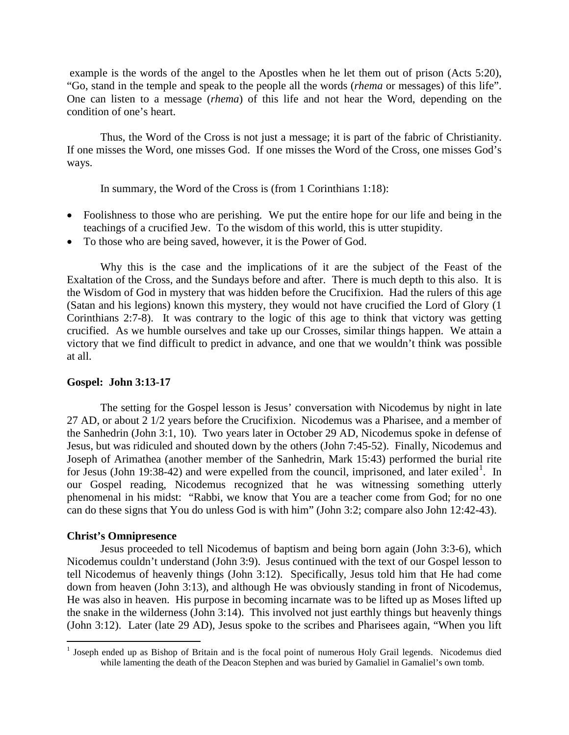example is the words of the angel to the Apostles when he let them out of prison (Acts 5:20), "Go, stand in the temple and speak to the people all the words (*rhema* or messages) of this life". One can listen to a message (*rhema*) of this life and not hear the Word, depending on the condition of one's heart.

Thus, the Word of the Cross is not just a message; it is part of the fabric of Christianity. If one misses the Word, one misses God. If one misses the Word of the Cross, one misses God's ways.

In summary, the Word of the Cross is (from 1 Corinthians 1:18):

- Foolishness to those who are perishing. We put the entire hope for our life and being in the teachings of a crucified Jew. To the wisdom of this world, this is utter stupidity.
- To those who are being saved, however, it is the Power of God.

Why this is the case and the implications of it are the subject of the Feast of the Exaltation of the Cross, and the Sundays before and after. There is much depth to this also. It is the Wisdom of God in mystery that was hidden before the Crucifixion. Had the rulers of this age (Satan and his legions) known this mystery, they would not have crucified the Lord of Glory (1 Corinthians 2:7-8). It was contrary to the logic of this age to think that victory was getting crucified. As we humble ourselves and take up our Crosses, similar things happen. We attain a victory that we find difficult to predict in advance, and one that we wouldn't think was possible at all.

**Gospel: John 3:13-17**

The setting for the Gospel lesson is Jesus' conversation with Nicodemus by night in late 27 AD, or about 2 1/2 years before the Crucifixion. Nicodemus was a Pharisee, and a member of the Sanhedrin (John 3:1, 10). Two years later in October 29 AD, Nicodemus spoke in defense of Jesus, but was ridiculed and shouted down by the others (John 7:45-52). Finally, Nicodemus and Joseph of Arimathea (another member of the Sanhedrin, Mark 15:43) performed the burial rite for Jesus (John 19:38-42) and were expelled from the council, imprisoned, and later exiled[1]. In our Gospel reading, Nicodemus recognized that he was witnessing something utterly phenomenal in his midst: "Rabbi, we know that You are a teacher come from God; for no one can do these signs that You do unless God is with him" (John 3:2; compare also John 12:42-43).

**Christ's Omnipresence**

Jesus proceeded to tell Nicodemus of baptism and being born again (John 3:3-6), which Nicodemus couldn't understand (John 3:9). Jesus continued with the text of our Gospel lesson to tell Nicodemus of heavenly things (John 3:12). Specifically, Jesus told him that He had come down from heaven (John 3:13), and although He was obviously standing in front of Nicodemus, He was also in heaven. His purpose in becoming incarnate was to be lifted up as Moses lifted up the snake in the wilderness (John 3:14). This involved not just earthly things but heavenly things (John 3:12). Later (late 29 AD), Jesus spoke to the scribes and Pharisees again, "When you lift

[1] Joseph ended up as Bishop of Britain and is the focal point of numerous Holy Grail legends. Nicodemus died while lamenting the death of the Deacon Stephen and was buried by Gamaliel in Gamaliel's own tomb.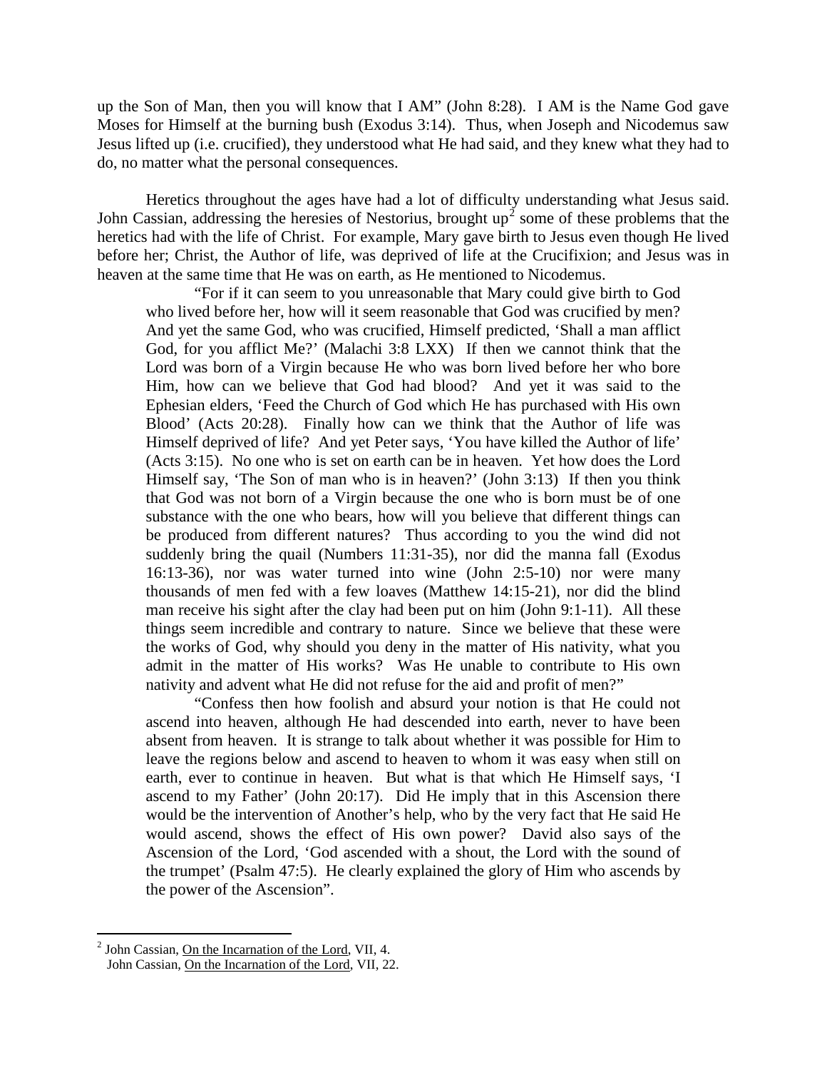up the Son of Man, then you will know that I AM" (John 8:28). I AM is the Name God gave Moses for Himself at the burning bush (Exodus 3:14). Thus, when Joseph and Nicodemus saw Jesus lifted up (i.e. crucified), they understood what He had said, and they knew what they had to do, no matter what the personal consequences.

Heretics throughout the ages have had a lot of difficulty understanding what Jesus said. John Cassian, addressing the heresies of Nestorius, brought up[2] some of these problems that the heretics had with the life of Christ. For example, Mary gave birth to Jesus even though He lived before her; Christ, the Author of life, was deprived of life at the Crucifixion; and Jesus was in heaven at the same time that He was on earth, as He mentioned to Nicodemus.

> "For if it can seem to you unreasonable that Mary could give birth to God who lived before her, how will it seem reasonable that God was crucified by men? And yet the same God, who was crucified, Himself predicted, 'Shall a man afflict God, for you afflict Me?' (Malachi 3:8 LXX) If then we cannot think that the Lord was born of a Virgin because He who was born lived before her who bore Him, how can we believe that God had blood? And yet it was said to the Ephesian elders, 'Feed the Church of God which He has purchased with His own Blood' (Acts 20:28). Finally how can we think that the Author of life was Himself deprived of life? And yet Peter says, 'You have killed the Author of life' (Acts 3:15). No one who is set on earth can be in heaven. Yet how does the Lord Himself say, 'The Son of man who is in heaven?' (John 3:13) If then you think that God was not born of a Virgin because the one who is born must be of one substance with the one who bears, how will you believe that different things can be produced from different natures? Thus according to you the wind did not suddenly bring the quail (Numbers 11:31-35), nor did the manna fall (Exodus 16:13-36), nor was water turned into wine (John 2:5-10) nor were many thousands of men fed with a few loaves (Matthew 14:15-21), nor did the blind man receive his sight after the clay had been put on him (John 9:1-11). All these things seem incredible and contrary to nature. Since we believe that these were the works of God, why should you deny in the matter of His nativity, what you admit in the matter of His works? Was He unable to contribute to His own nativity and advent what He did not refuse for the aid and profit of men?"
>
> "Confess then how foolish and absurd your notion is that He could not ascend into heaven, although He had descended into earth, never to have been absent from heaven. It is strange to talk about whether it was possible for Him to leave the regions below and ascend to heaven to whom it was easy when still on earth, ever to continue in heaven. But what is that which He Himself says, 'I ascend to my Father' (John 20:17). Did He imply that in this Ascension there would be the intervention of Another's help, who by the very fact that He said He would ascend, shows the effect of His own power? David also says of the Ascension of the Lord, 'God ascended with a shout, the Lord with the sound of the trumpet' (Psalm 47:5). He clearly explained the glory of Him who ascends by the power of the Ascension".

---

[2] John Cassian, On the Incarnation of the Lord, VII, 4.
John Cassian, On the Incarnation of the Lord, VII, 22.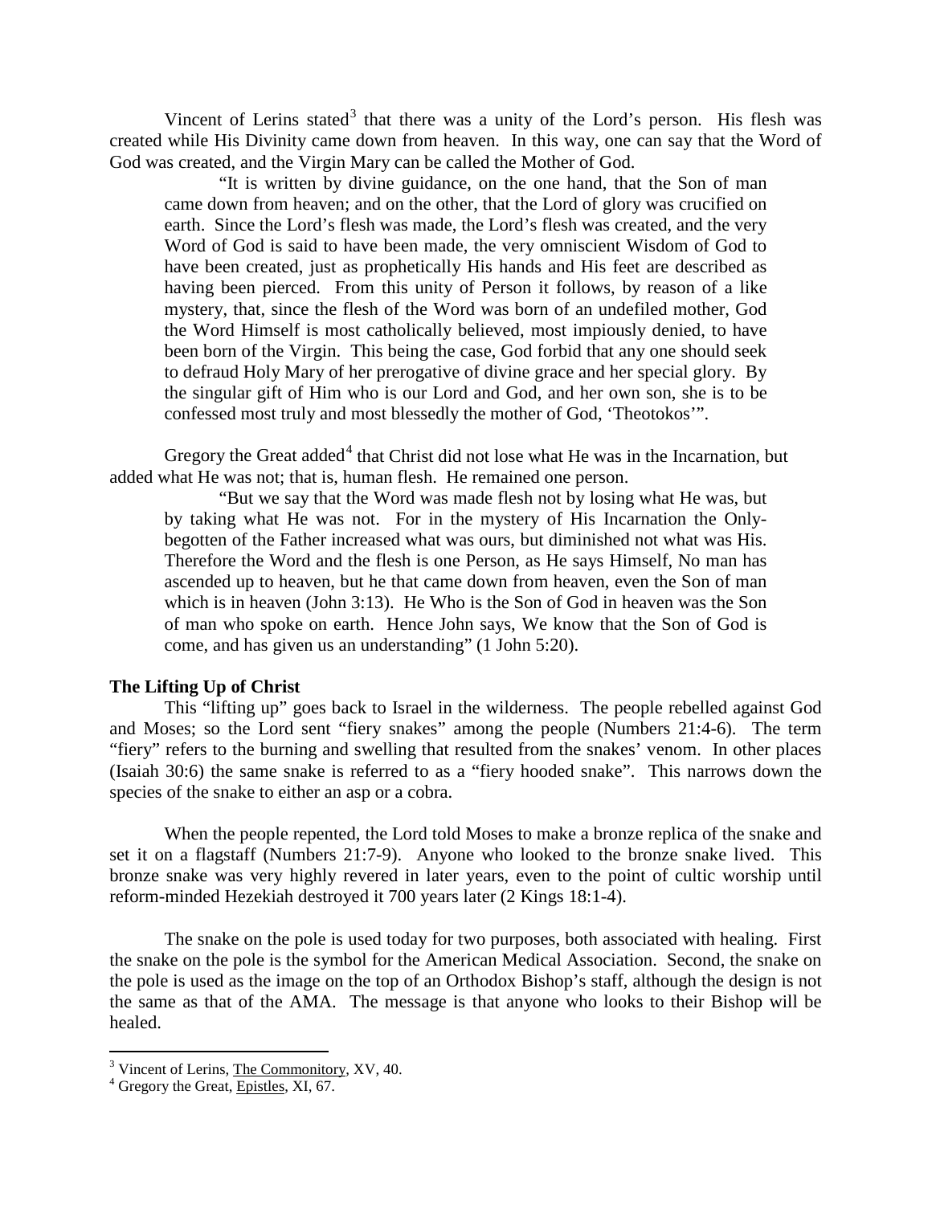Vincent of Lerins stated[3] that there was a unity of the Lord's person. His flesh was created while His Divinity came down from heaven. In this way, one can say that the Word of God was created, and the Virgin Mary can be called the Mother of God.

> "It is written by divine guidance, on the one hand, that the Son of man came down from heaven; and on the other, that the Lord of glory was crucified on earth. Since the Lord's flesh was made, the Lord's flesh was created, and the very Word of God is said to have been made, the very omniscient Wisdom of God to have been created, just as prophetically His hands and His feet are described as having been pierced. From this unity of Person it follows, by reason of a like mystery, that, since the flesh of the Word was born of an undefiled mother, God the Word Himself is most catholically believed, most impiously denied, to have been born of the Virgin. This being the case, God forbid that any one should seek to defraud Holy Mary of her prerogative of divine grace and her special glory. By the singular gift of Him who is our Lord and God, and her own son, she is to be confessed most truly and most blessedly the mother of God, 'Theotokos'".

Gregory the Great added[4] that Christ did not lose what He was in the Incarnation, but added what He was not; that is, human flesh. He remained one person.

> "But we say that the Word was made flesh not by losing what He was, but by taking what He was not. For in the mystery of His Incarnation the Only-begotten of the Father increased what was ours, but diminished not what was His. Therefore the Word and the flesh is one Person, as He says Himself, No man has ascended up to heaven, but he that came down from heaven, even the Son of man which is in heaven (John 3:13). He Who is the Son of God in heaven was the Son of man who spoke on earth. Hence John says, We know that the Son of God is come, and has given us an understanding" (1 John 5:20).

**The Lifting Up of Christ**

This "lifting up" goes back to Israel in the wilderness. The people rebelled against God and Moses; so the Lord sent "fiery snakes" among the people (Numbers 21:4-6). The term "fiery" refers to the burning and swelling that resulted from the snakes' venom. In other places (Isaiah 30:6) the same snake is referred to as a "fiery hooded snake". This narrows down the species of the snake to either an asp or a cobra.

When the people repented, the Lord told Moses to make a bronze replica of the snake and set it on a flagstaff (Numbers 21:7-9). Anyone who looked to the bronze snake lived. This bronze snake was very highly revered in later years, even to the point of cultic worship until reform-minded Hezekiah destroyed it 700 years later (2 Kings 18:1-4).

The snake on the pole is used today for two purposes, both associated with healing. First the snake on the pole is the symbol for the American Medical Association. Second, the snake on the pole is used as the image on the top of an Orthodox Bishop's staff, although the design is not the same as that of the AMA. The message is that anyone who looks to their Bishop will be healed.

---

[3] Vincent of Lerins, The Commonitory, XV, 40.

[4] Gregory the Great, Epistles, XI, 67.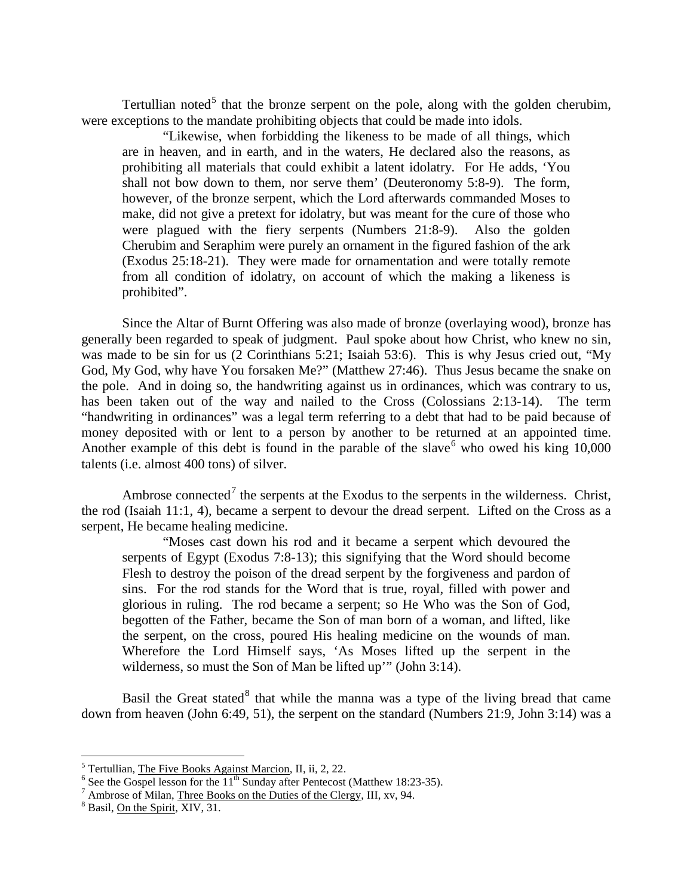Tertullian noted[5] that the bronze serpent on the pole, along with the golden cherubim, were exceptions to the mandate prohibiting objects that could be made into idols.

> "Likewise, when forbidding the likeness to be made of all things, which are in heaven, and in earth, and in the waters, He declared also the reasons, as prohibiting all materials that could exhibit a latent idolatry. For He adds, 'You shall not bow down to them, nor serve them' (Deuteronomy 5:8-9). The form, however, of the bronze serpent, which the Lord afterwards commanded Moses to make, did not give a pretext for idolatry, but was meant for the cure of those who were plagued with the fiery serpents (Numbers 21:8-9). Also the golden Cherubim and Seraphim were purely an ornament in the figured fashion of the ark (Exodus 25:18-21). They were made for ornamentation and were totally remote from all condition of idolatry, on account of which the making a likeness is prohibited".

Since the Altar of Burnt Offering was also made of bronze (overlaying wood), bronze has generally been regarded to speak of judgment. Paul spoke about how Christ, who knew no sin, was made to be sin for us (2 Corinthians 5:21; Isaiah 53:6). This is why Jesus cried out, "My God, My God, why have You forsaken Me?" (Matthew 27:46). Thus Jesus became the snake on the pole. And in doing so, the handwriting against us in ordinances, which was contrary to us, has been taken out of the way and nailed to the Cross (Colossians 2:13-14). The term "handwriting in ordinances" was a legal term referring to a debt that had to be paid because of money deposited with or lent to a person by another to be returned at an appointed time. Another example of this debt is found in the parable of the slave[6] who owed his king 10,000 talents (i.e. almost 400 tons) of silver.

Ambrose connected[7] the serpents at the Exodus to the serpents in the wilderness. Christ, the rod (Isaiah 11:1, 4), became a serpent to devour the dread serpent. Lifted on the Cross as a serpent, He became healing medicine.

> "Moses cast down his rod and it became a serpent which devoured the serpents of Egypt (Exodus 7:8-13); this signifying that the Word should become Flesh to destroy the poison of the dread serpent by the forgiveness and pardon of sins. For the rod stands for the Word that is true, royal, filled with power and glorious in ruling. The rod became a serpent; so He Who was the Son of God, begotten of the Father, became the Son of man born of a woman, and lifted, like the serpent, on the cross, poured His healing medicine on the wounds of man. Wherefore the Lord Himself says, 'As Moses lifted up the serpent in the wilderness, so must the Son of Man be lifted up'" (John 3:14).

Basil the Great stated[8] that while the manna was a type of the living bread that came down from heaven (John 6:49, 51), the serpent on the standard (Numbers 21:9, John 3:14) was a

---

[5] Tertullian, The Five Books Against Marcion, II, ii, 2, 22.

[6] See the Gospel lesson for the 11th Sunday after Pentecost (Matthew 18:23-35).

[7] Ambrose of Milan, Three Books on the Duties of the Clergy, III, xv, 94.

[8] Basil, On the Spirit, XIV, 31.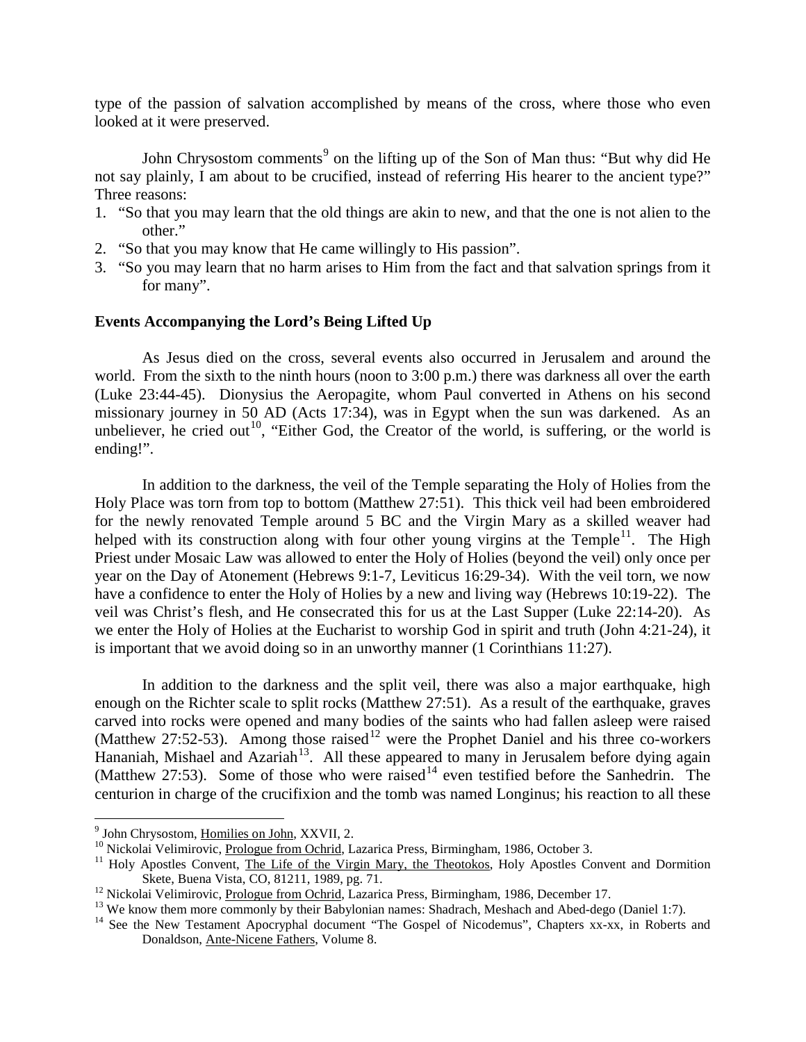type of the passion of salvation accomplished by means of the cross, where those who even looked at it were preserved.

John Chrysostom comments[9] on the lifting up of the Son of Man thus: "But why did He not say plainly, I am about to be crucified, instead of referring His hearer to the ancient type?" Three reasons:

1. "So that you may learn that the old things are akin to new, and that the one is not alien to the other."
2. "So that you may know that He came willingly to His passion".
3. "So you may learn that no harm arises to Him from the fact and that salvation springs from it for many".

**Events Accompanying the Lord's Being Lifted Up**

As Jesus died on the cross, several events also occurred in Jerusalem and around the world. From the sixth to the ninth hours (noon to 3:00 p.m.) there was darkness all over the earth (Luke 23:44-45). Dionysius the Aeropagite, whom Paul converted in Athens on his second missionary journey in 50 AD (Acts 17:34), was in Egypt when the sun was darkened. As an unbeliever, he cried out[10], "Either God, the Creator of the world, is suffering, or the world is ending!".

In addition to the darkness, the veil of the Temple separating the Holy of Holies from the Holy Place was torn from top to bottom (Matthew 27:51). This thick veil had been embroidered for the newly renovated Temple around 5 BC and the Virgin Mary as a skilled weaver had helped with its construction along with four other young virgins at the Temple[11]. The High Priest under Mosaic Law was allowed to enter the Holy of Holies (beyond the veil) only once per year on the Day of Atonement (Hebrews 9:1-7, Leviticus 16:29-34). With the veil torn, we now have a confidence to enter the Holy of Holies by a new and living way (Hebrews 10:19-22). The veil was Christ's flesh, and He consecrated this for us at the Last Supper (Luke 22:14-20). As we enter the Holy of Holies at the Eucharist to worship God in spirit and truth (John 4:21-24), it is important that we avoid doing so in an unworthy manner (1 Corinthians 11:27).

In addition to the darkness and the split veil, there was also a major earthquake, high enough on the Richter scale to split rocks (Matthew 27:51). As a result of the earthquake, graves carved into rocks were opened and many bodies of the saints who had fallen asleep were raised (Matthew 27:52-53). Among those raised[12] were the Prophet Daniel and his three co-workers Hananiah, Mishael and Azariah[13]. All these appeared to many in Jerusalem before dying again (Matthew 27:53). Some of those who were raised[14] even testified before the Sanhedrin. The centurion in charge of the crucifixion and the tomb was named Longinus; his reaction to all these

---

[9] John Chrysostom, Homilies on John, XXVII, 2.

[10] Nickolai Velimirovic, Prologue from Ochrid, Lazarica Press, Birmingham, 1986, October 3.

[11] Holy Apostles Convent, The Life of the Virgin Mary, the Theotokos, Holy Apostles Convent and Dormition Skete, Buena Vista, CO, 81211, 1989, pg. 71.

[12] Nickolai Velimirovic, Prologue from Ochrid, Lazarica Press, Birmingham, 1986, December 17.

[13] We know them more commonly by their Babylonian names: Shadrach, Meshach and Abed-dego (Daniel 1:7).

[14] See the New Testament Apocryphal document "The Gospel of Nicodemus", Chapters xx-xx, in Roberts and Donaldson, Ante-Nicene Fathers, Volume 8.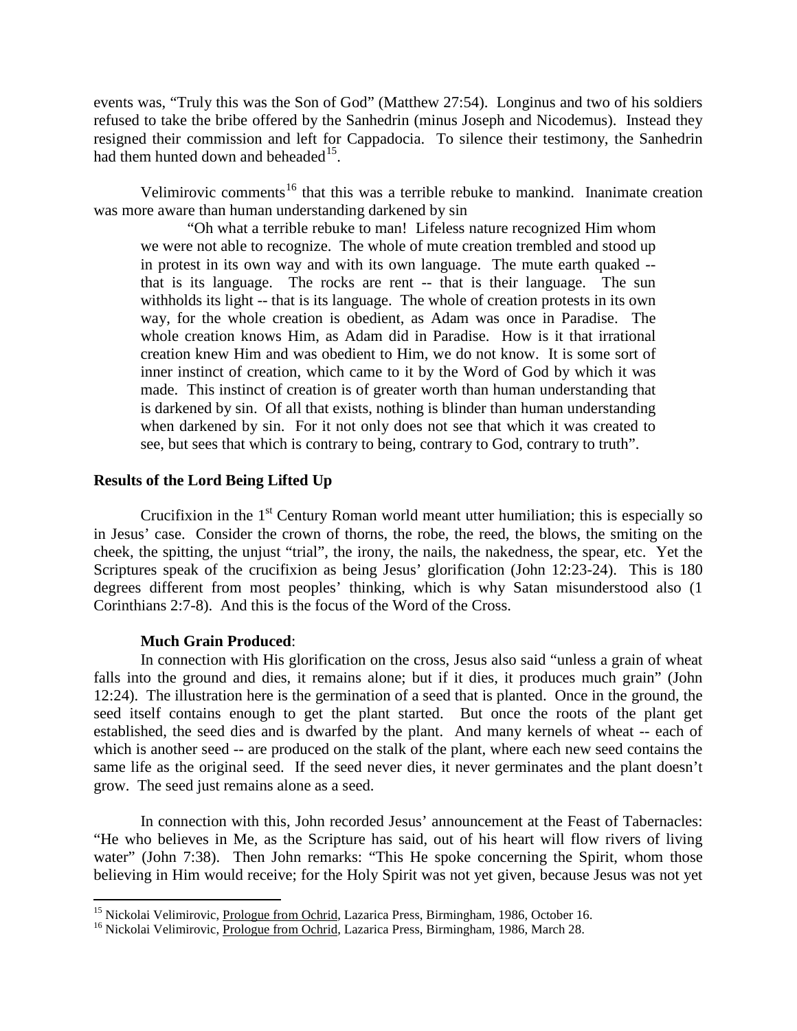events was, "Truly this was the Son of God" (Matthew 27:54). Longinus and two of his soldiers refused to take the bribe offered by the Sanhedrin (minus Joseph and Nicodemus). Instead they resigned their commission and left for Cappadocia. To silence their testimony, the Sanhedrin had them hunted down and beheaded[15].

Velimirovic comments[16] that this was a terrible rebuke to mankind. Inanimate creation was more aware than human understanding darkened by sin

> "Oh what a terrible rebuke to man! Lifeless nature recognized Him whom we were not able to recognize. The whole of mute creation trembled and stood up in protest in its own way and with its own language. The mute earth quaked -- that is its language. The rocks are rent -- that is their language. The sun withholds its light -- that is its language. The whole of creation protests in its own way, for the whole creation is obedient, as Adam was once in Paradise. The whole creation knows Him, as Adam did in Paradise. How is it that irrational creation knew Him and was obedient to Him, we do not know. It is some sort of inner instinct of creation, which came to it by the Word of God by which it was made. This instinct of creation is of greater worth than human understanding that is darkened by sin. Of all that exists, nothing is blinder than human understanding when darkened by sin. For it not only does not see that which it was created to see, but sees that which is contrary to being, contrary to God, contrary to truth".

**Results of the Lord Being Lifted Up**

Crucifixion in the 1st Century Roman world meant utter humiliation; this is especially so in Jesus' case. Consider the crown of thorns, the robe, the reed, the blows, the smiting on the cheek, the spitting, the unjust "trial", the irony, the nails, the nakedness, the spear, etc. Yet the Scriptures speak of the crucifixion as being Jesus' glorification (John 12:23-24). This is 180 degrees different from most peoples' thinking, which is why Satan misunderstood also (1 Corinthians 2:7-8). And this is the focus of the Word of the Cross.

**Much Grain Produced**:

In connection with His glorification on the cross, Jesus also said "unless a grain of wheat falls into the ground and dies, it remains alone; but if it dies, it produces much grain" (John 12:24). The illustration here is the germination of a seed that is planted. Once in the ground, the seed itself contains enough to get the plant started. But once the roots of the plant get established, the seed dies and is dwarfed by the plant. And many kernels of wheat -- each of which is another seed -- are produced on the stalk of the plant, where each new seed contains the same life as the original seed. If the seed never dies, it never germinates and the plant doesn't grow. The seed just remains alone as a seed.

In connection with this, John recorded Jesus' announcement at the Feast of Tabernacles: "He who believes in Me, as the Scripture has said, out of his heart will flow rivers of living water" (John 7:38). Then John remarks: "This He spoke concerning the Spirit, whom those believing in Him would receive; for the Holy Spirit was not yet given, because Jesus was not yet

---

[15] Nickolai Velimirovic, Prologue from Ochrid, Lazarica Press, Birmingham, 1986, October 16.

[16] Nickolai Velimirovic, Prologue from Ochrid, Lazarica Press, Birmingham, 1986, March 28.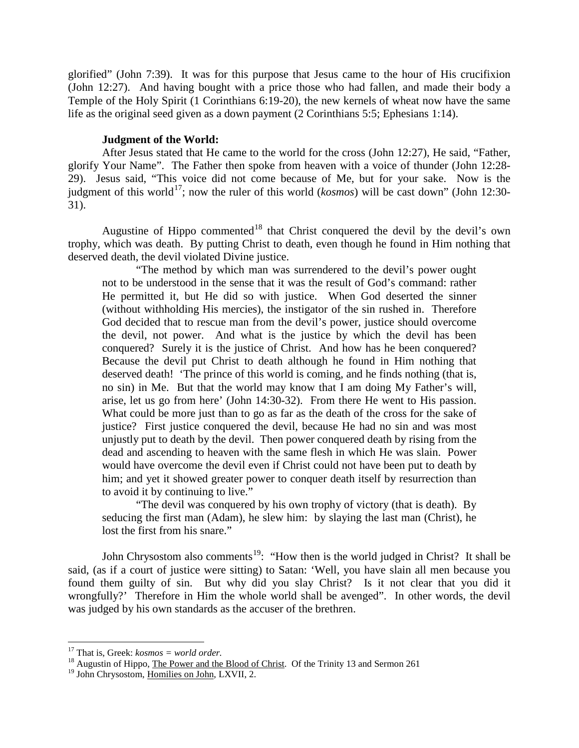glorified" (John 7:39). It was for this purpose that Jesus came to the hour of His crucifixion (John 12:27). And having bought with a price those who had fallen, and made their body a Temple of the Holy Spirit (1 Corinthians 6:19-20), the new kernels of wheat now have the same life as the original seed given as a down payment (2 Corinthians 5:5; Ephesians 1:14).

**Judgment of the World:**

After Jesus stated that He came to the world for the cross (John 12:27), He said, "Father, glorify Your Name". The Father then spoke from heaven with a voice of thunder (John 12:28-29). Jesus said, "This voice did not come because of Me, but for your sake. Now is the judgment of this world[17]; now the ruler of this world (*kosmos*) will be cast down" (John 12:30-31).

Augustine of Hippo commented[18] that Christ conquered the devil by the devil's own trophy, which was death. By putting Christ to death, even though he found in Him nothing that deserved death, the devil violated Divine justice.

> "The method by which man was surrendered to the devil's power ought not to be understood in the sense that it was the result of God's command: rather He permitted it, but He did so with justice. When God deserted the sinner (without withholding His mercies), the instigator of the sin rushed in. Therefore God decided that to rescue man from the devil's power, justice should overcome the devil, not power. And what is the justice by which the devil has been conquered? Surely it is the justice of Christ. And how has he been conquered? Because the devil put Christ to death although he found in Him nothing that deserved death! 'The prince of this world is coming, and he finds nothing (that is, no sin) in Me. But that the world may know that I am doing My Father's will, arise, let us go from here' (John 14:30-32). From there He went to His passion. What could be more just than to go as far as the death of the cross for the sake of justice? First justice conquered the devil, because He had no sin and was most unjustly put to death by the devil. Then power conquered death by rising from the dead and ascending to heaven with the same flesh in which He was slain. Power would have overcome the devil even if Christ could not have been put to death by him; and yet it showed greater power to conquer death itself by resurrection than to avoid it by continuing to live."
>
> "The devil was conquered by his own trophy of victory (that is death). By seducing the first man (Adam), he slew him: by slaying the last man (Christ), he lost the first from his snare."

John Chrysostom also comments[19]: "How then is the world judged in Christ? It shall be said, (as if a court of justice were sitting) to Satan: 'Well, you have slain all men because you found them guilty of sin. But why did you slay Christ? Is it not clear that you did it wrongfully?' Therefore in Him the whole world shall be avenged". In other words, the devil was judged by his own standards as the accuser of the brethren.

---

[17] That is, Greek: *kosmos = world order.*

[18] Augustin of Hippo, The Power and the Blood of Christ. Of the Trinity 13 and Sermon 261

[19] John Chrysostom, Homilies on John, LXVII, 2.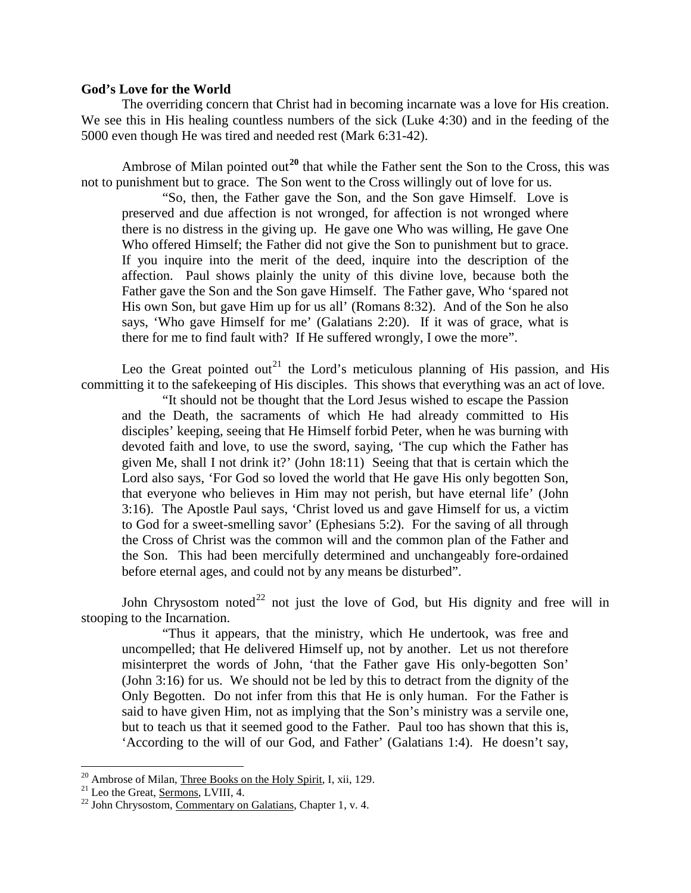**God's Love for the World**

The overriding concern that Christ had in becoming incarnate was a love for His creation. We see this in His healing countless numbers of the sick (Luke 4:30) and in the feeding of the 5000 even though He was tired and needed rest (Mark 6:31-42).

Ambrose of Milan pointed out[20] that while the Father sent the Son to the Cross, this was not to punishment but to grace. The Son went to the Cross willingly out of love for us.

> "So, then, the Father gave the Son, and the Son gave Himself. Love is preserved and due affection is not wronged, for affection is not wronged where there is no distress in the giving up. He gave one Who was willing, He gave One Who offered Himself; the Father did not give the Son to punishment but to grace. If you inquire into the merit of the deed, inquire into the description of the affection. Paul shows plainly the unity of this divine love, because both the Father gave the Son and the Son gave Himself. The Father gave, Who 'spared not His own Son, but gave Him up for us all' (Romans 8:32). And of the Son he also says, 'Who gave Himself for me' (Galatians 2:20). If it was of grace, what is there for me to find fault with? If He suffered wrongly, I owe the more".

Leo the Great pointed out[21] the Lord's meticulous planning of His passion, and His committing it to the safekeeping of His disciples. This shows that everything was an act of love.

> "It should not be thought that the Lord Jesus wished to escape the Passion and the Death, the sacraments of which He had already committed to His disciples' keeping, seeing that He Himself forbid Peter, when he was burning with devoted faith and love, to use the sword, saying, 'The cup which the Father has given Me, shall I not drink it?' (John 18:11) Seeing that that is certain which the Lord also says, 'For God so loved the world that He gave His only begotten Son, that everyone who believes in Him may not perish, but have eternal life' (John 3:16). The Apostle Paul says, 'Christ loved us and gave Himself for us, a victim to God for a sweet-smelling savor' (Ephesians 5:2). For the saving of all through the Cross of Christ was the common will and the common plan of the Father and the Son. This had been mercifully determined and unchangeably fore-ordained before eternal ages, and could not by any means be disturbed".

John Chrysostom noted[22] not just the love of God, but His dignity and free will in stooping to the Incarnation.

> "Thus it appears, that the ministry, which He undertook, was free and uncompelled; that He delivered Himself up, not by another. Let us not therefore misinterpret the words of John, 'that the Father gave His only-begotten Son' (John 3:16) for us. We should not be led by this to detract from the dignity of the Only Begotten. Do not infer from this that He is only human. For the Father is said to have given Him, not as implying that the Son's ministry was a servile one, but to teach us that it seemed good to the Father. Paul too has shown that this is, 'According to the will of our God, and Father' (Galatians 1:4). He doesn't say,

---

[20] Ambrose of Milan, Three Books on the Holy Spirit, I, xii, 129.

[21] Leo the Great, Sermons, LVIII, 4.

[22] John Chrysostom, Commentary on Galatians, Chapter 1, v. 4.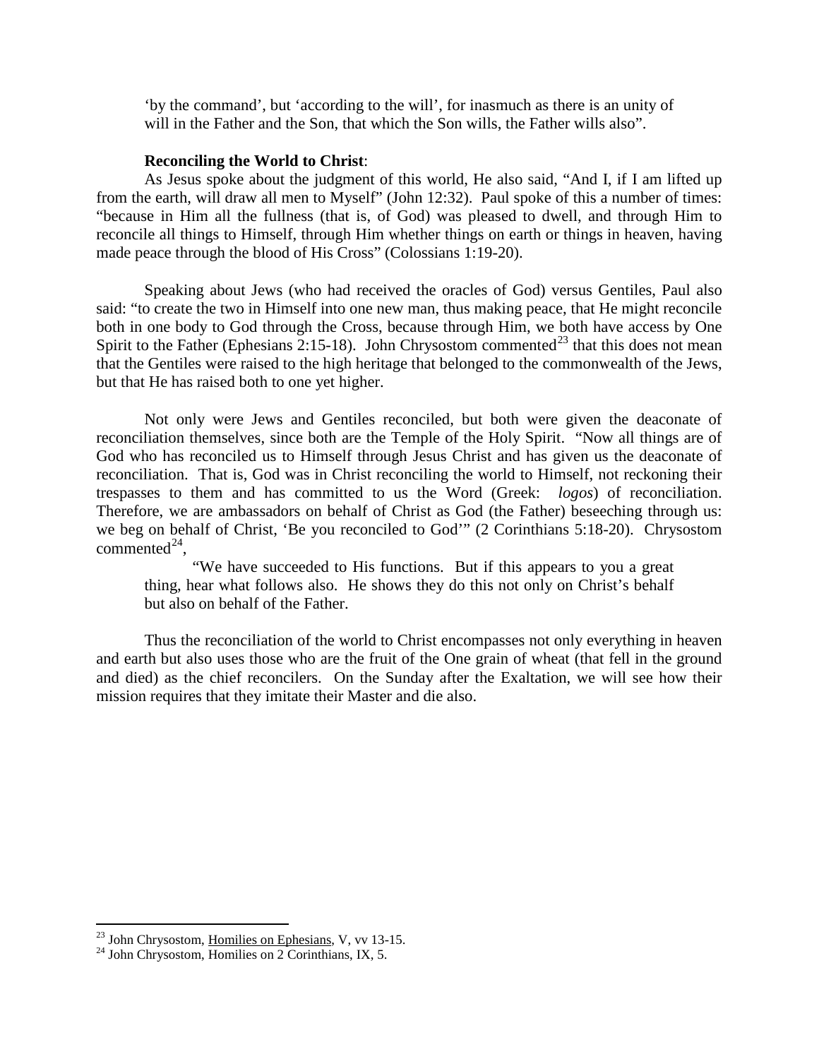> 'by the command', but 'according to the will', for inasmuch as there is an unity of will in the Father and the Son, that which the Son wills, the Father wills also".

**Reconciling the World to Christ**:

As Jesus spoke about the judgment of this world, He also said, "And I, if I am lifted up from the earth, will draw all men to Myself" (John 12:32). Paul spoke of this a number of times: "because in Him all the fullness (that is, of God) was pleased to dwell, and through Him to reconcile all things to Himself, through Him whether things on earth or things in heaven, having made peace through the blood of His Cross" (Colossians 1:19-20).

Speaking about Jews (who had received the oracles of God) versus Gentiles, Paul also said: "to create the two in Himself into one new man, thus making peace, that He might reconcile both in one body to God through the Cross, because through Him, we both have access by One Spirit to the Father (Ephesians 2:15-18). John Chrysostom commented[23] that this does not mean that the Gentiles were raised to the high heritage that belonged to the commonwealth of the Jews, but that He has raised both to one yet higher.

Not only were Jews and Gentiles reconciled, but both were given the deaconate of reconciliation themselves, since both are the Temple of the Holy Spirit. "Now all things are of God who has reconciled us to Himself through Jesus Christ and has given us the deaconate of reconciliation. That is, God was in Christ reconciling the world to Himself, not reckoning their trespasses to them and has committed to us the Word (Greek: *logos*) of reconciliation. Therefore, we are ambassadors on behalf of Christ as God (the Father) beseeching through us: we beg on behalf of Christ, 'Be you reconciled to God'" (2 Corinthians 5:18-20). Chrysostom commented[24],

> "We have succeeded to His functions. But if this appears to you a great thing, hear what follows also. He shows they do this not only on Christ's behalf but also on behalf of the Father.

Thus the reconciliation of the world to Christ encompasses not only everything in heaven and earth but also uses those who are the fruit of the One grain of wheat (that fell in the ground and died) as the chief reconcilers. On the Sunday after the Exaltation, we will see how their mission requires that they imitate their Master and die also.

---

[23] John Chrysostom, Homilies on Ephesians, V, vv 13-15.

[24] John Chrysostom, Homilies on 2 Corinthians, IX, 5.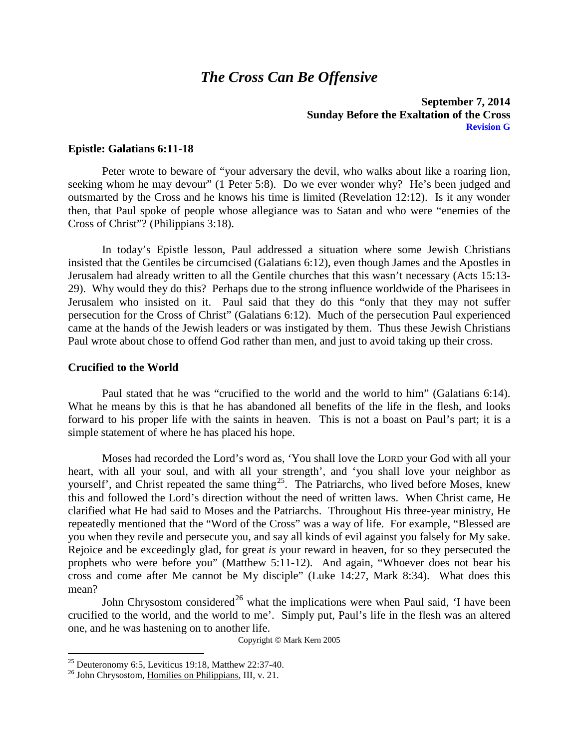# *The Cross Can Be Offensive*

**September 7, 2014**
**Sunday Before the Exaltation of the Cross**
**Revision G**

## Epistle: Galatians 6:11-18

Peter wrote to beware of "your adversary the devil, who walks about like a roaring lion, seeking whom he may devour" (1 Peter 5:8). Do we ever wonder why? He's been judged and outsmarted by the Cross and he knows his time is limited (Revelation 12:12). Is it any wonder then, that Paul spoke of people whose allegiance was to Satan and who were "enemies of the Cross of Christ"? (Philippians 3:18).

In today's Epistle lesson, Paul addressed a situation where some Jewish Christians insisted that the Gentiles be circumcised (Galatians 6:12), even though James and the Apostles in Jerusalem had already written to all the Gentile churches that this wasn't necessary (Acts 15:13-29). Why would they do this? Perhaps due to the strong influence worldwide of the Pharisees in Jerusalem who insisted on it. Paul said that they do this "only that they may not suffer persecution for the Cross of Christ" (Galatians 6:12). Much of the persecution Paul experienced came at the hands of the Jewish leaders or was instigated by them. Thus these Jewish Christians Paul wrote about chose to offend God rather than men, and just to avoid taking up their cross.

## Crucified to the World

Paul stated that he was "crucified to the world and the world to him" (Galatians 6:14). What he means by this is that he has abandoned all benefits of the life in the flesh, and looks forward to his proper life with the saints in heaven. This is not a boast on Paul's part; it is a simple statement of where he has placed his hope.

Moses had recorded the Lord's word as, 'You shall love the LORD your God with all your heart, with all your soul, and with all your strength', and 'you shall love your neighbor as yourself', and Christ repeated the same thing[25]. The Patriarchs, who lived before Moses, knew this and followed the Lord's direction without the need of written laws. When Christ came, He clarified what He had said to Moses and the Patriarchs. Throughout His three-year ministry, He repeatedly mentioned that the "Word of the Cross" was a way of life. For example, "Blessed are you when they revile and persecute you, and say all kinds of evil against you falsely for My sake. Rejoice and be exceedingly glad, for great *is* your reward in heaven, for so they persecuted the prophets who were before you" (Matthew 5:11-12). And again, "Whoever does not bear his cross and come after Me cannot be My disciple" (Luke 14:27, Mark 8:34). What does this mean?

John Chrysostom considered[26] what the implications were when Paul said, 'I have been crucified to the world, and the world to me'. Simply put, Paul's life in the flesh was an altered one, and he was hastening on to another life.

Copyright © Mark Kern 2005

[25] Deuteronomy 6:5, Leviticus 19:18, Matthew 22:37-40.

[26] John Chrysostom, Homilies on Philippians, III, v. 21.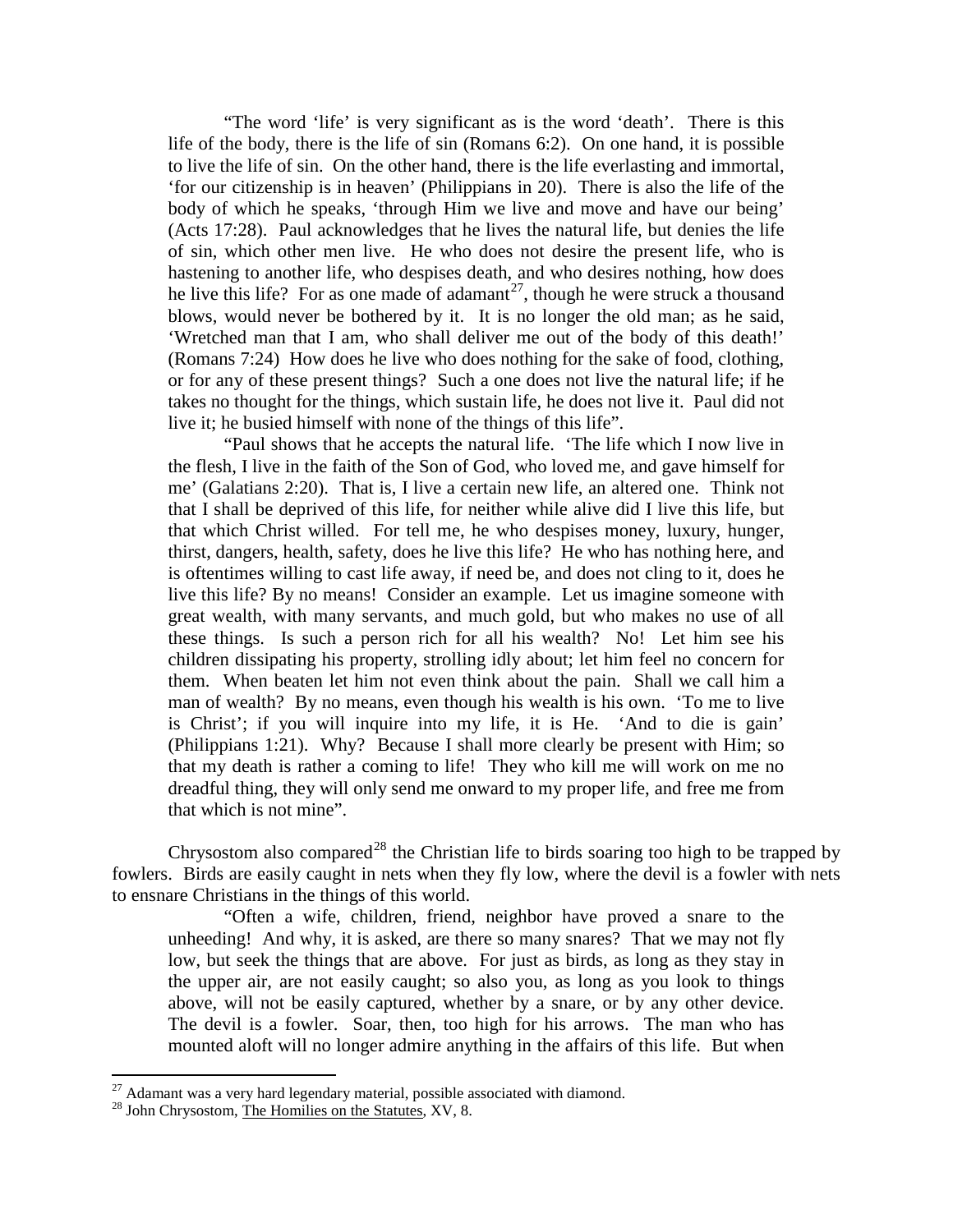> "The word 'life' is very significant as is the word 'death'. There is this life of the body, there is the life of sin (Romans 6:2). On one hand, it is possible to live the life of sin. On the other hand, there is the life everlasting and immortal, 'for our citizenship is in heaven' (Philippians in 20). There is also the life of the body of which he speaks, 'through Him we live and move and have our being' (Acts 17:28). Paul acknowledges that he lives the natural life, but denies the life of sin, which other men live. He who does not desire the present life, who is hastening to another life, who despises death, and who desires nothing, how does he live this life? For as one made of adamant[27], though he were struck a thousand blows, would never be bothered by it. It is no longer the old man; as he said, 'Wretched man that I am, who shall deliver me out of the body of this death!' (Romans 7:24) How does he live who does nothing for the sake of food, clothing, or for any of these present things? Such a one does not live the natural life; if he takes no thought for the things, which sustain life, he does not live it. Paul did not live it; he busied himself with none of the things of this life".
>
> "Paul shows that he accepts the natural life. 'The life which I now live in the flesh, I live in the faith of the Son of God, who loved me, and gave himself for me' (Galatians 2:20). That is, I live a certain new life, an altered one. Think not that I shall be deprived of this life, for neither while alive did I live this life, but that which Christ willed. For tell me, he who despises money, luxury, hunger, thirst, dangers, health, safety, does he live this life? He who has nothing here, and is oftentimes willing to cast life away, if need be, and does not cling to it, does he live this life? By no means! Consider an example. Let us imagine someone with great wealth, with many servants, and much gold, but who makes no use of all these things. Is such a person rich for all his wealth? No! Let him see his children dissipating his property, strolling idly about; let him feel no concern for them. When beaten let him not even think about the pain. Shall we call him a man of wealth? By no means, even though his wealth is his own. 'To me to live is Christ'; if you will inquire into my life, it is He. 'And to die is gain' (Philippians 1:21). Why? Because I shall more clearly be present with Him; so that my death is rather a coming to life! They who kill me will work on me no dreadful thing, they will only send me onward to my proper life, and free me from that which is not mine".

Chrysostom also compared[28] the Christian life to birds soaring too high to be trapped by fowlers. Birds are easily caught in nets when they fly low, where the devil is a fowler with nets to ensnare Christians in the things of this world.

> "Often a wife, children, friend, neighbor have proved a snare to the unheeding! And why, it is asked, are there so many snares? That we may not fly low, but seek the things that are above. For just as birds, as long as they stay in the upper air, are not easily caught; so also you, as long as you look to things above, will not be easily captured, whether by a snare, or by any other device. The devil is a fowler. Soar, then, too high for his arrows. The man who has mounted aloft will no longer admire anything in the affairs of this life. But when

[27] Adamant was a very hard legendary material, possible associated with diamond.

[28] John Chrysostom, The Homilies on the Statutes, XV, 8.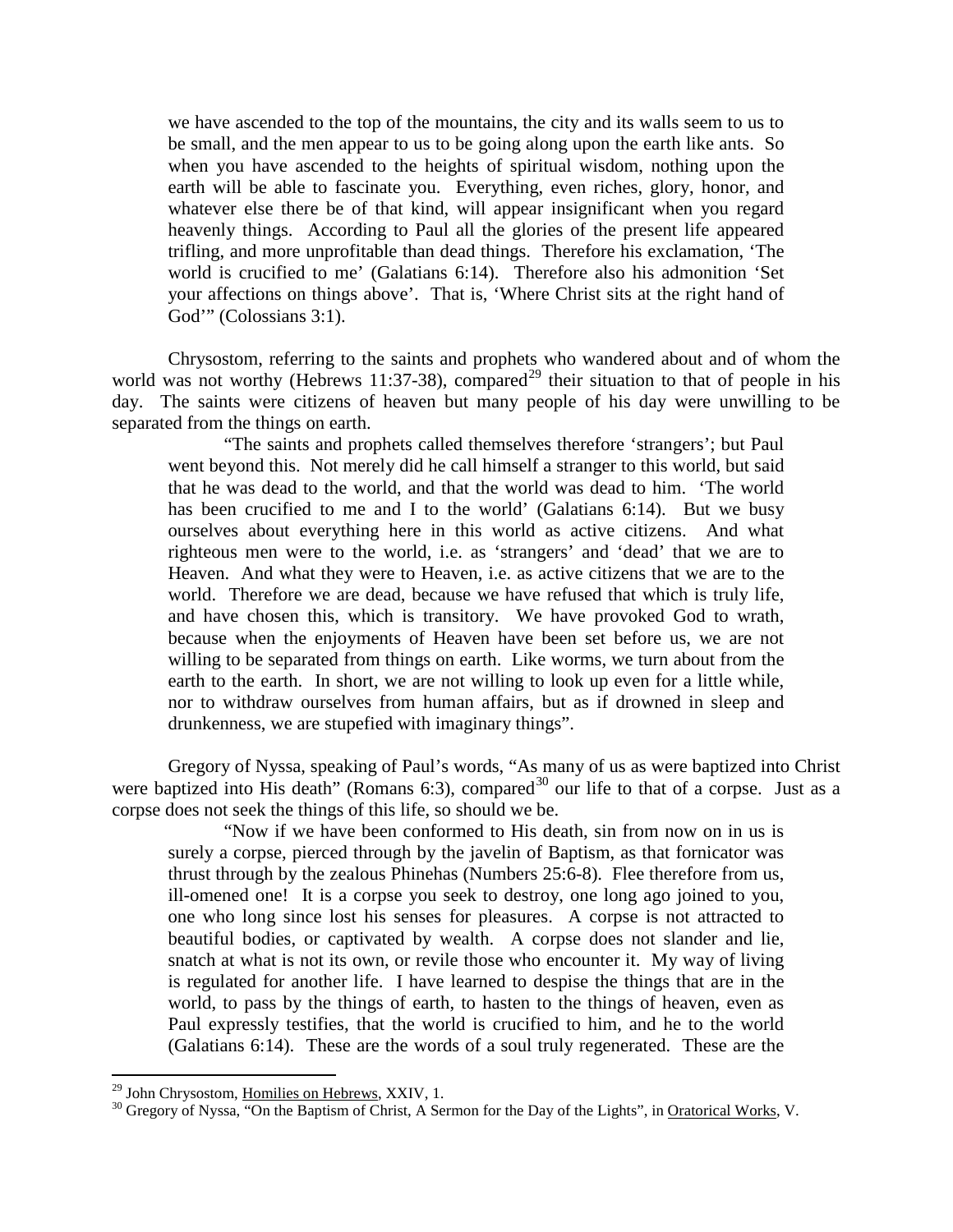> we have ascended to the top of the mountains, the city and its walls seem to us to be small, and the men appear to us to be going along upon the earth like ants. So when you have ascended to the heights of spiritual wisdom, nothing upon the earth will be able to fascinate you. Everything, even riches, glory, honor, and whatever else there be of that kind, will appear insignificant when you regard heavenly things. According to Paul all the glories of the present life appeared trifling, and more unprofitable than dead things. Therefore his exclamation, 'The world is crucified to me' (Galatians 6:14). Therefore also his admonition 'Set your affections on things above'. That is, 'Where Christ sits at the right hand of God'" (Colossians 3:1).

Chrysostom, referring to the saints and prophets who wandered about and of whom the world was not worthy (Hebrews 11:37-38), compared[29] their situation to that of people in his day. The saints were citizens of heaven but many people of his day were unwilling to be separated from the things on earth.

> "The saints and prophets called themselves therefore 'strangers'; but Paul went beyond this. Not merely did he call himself a stranger to this world, but said that he was dead to the world, and that the world was dead to him. 'The world has been crucified to me and I to the world' (Galatians 6:14). But we busy ourselves about everything here in this world as active citizens. And what righteous men were to the world, i.e. as 'strangers' and 'dead' that we are to Heaven. And what they were to Heaven, i.e. as active citizens that we are to the world. Therefore we are dead, because we have refused that which is truly life, and have chosen this, which is transitory. We have provoked God to wrath, because when the enjoyments of Heaven have been set before us, we are not willing to be separated from things on earth. Like worms, we turn about from the earth to the earth. In short, we are not willing to look up even for a little while, nor to withdraw ourselves from human affairs, but as if drowned in sleep and drunkenness, we are stupefied with imaginary things".

Gregory of Nyssa, speaking of Paul's words, "As many of us as were baptized into Christ were baptized into His death" (Romans 6:3), compared[30] our life to that of a corpse. Just as a corpse does not seek the things of this life, so should we be.

> "Now if we have been conformed to His death, sin from now on in us is surely a corpse, pierced through by the javelin of Baptism, as that fornicator was thrust through by the zealous Phinehas (Numbers 25:6-8). Flee therefore from us, ill-omened one! It is a corpse you seek to destroy, one long ago joined to you, one who long since lost his senses for pleasures. A corpse is not attracted to beautiful bodies, or captivated by wealth. A corpse does not slander and lie, snatch at what is not its own, or revile those who encounter it. My way of living is regulated for another life. I have learned to despise the things that are in the world, to pass by the things of earth, to hasten to the things of heaven, even as Paul expressly testifies, that the world is crucified to him, and he to the world (Galatians 6:14). These are the words of a soul truly regenerated. These are the

---

[29] John Chrysostom, Homilies on Hebrews, XXIV, 1.

[30] Gregory of Nyssa, "On the Baptism of Christ, A Sermon for the Day of the Lights", in Oratorical Works, V.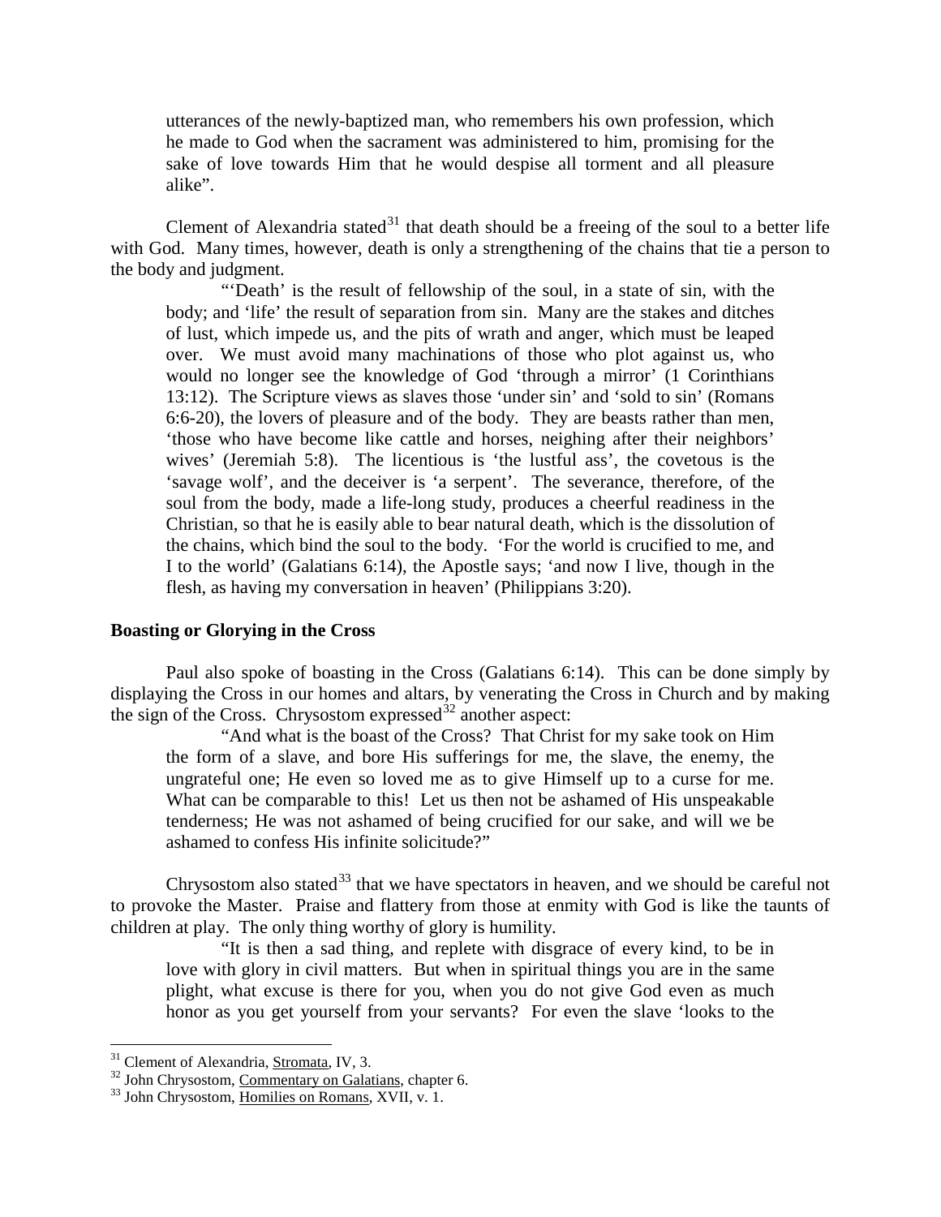utterances of the newly-baptized man, who remembers his own profession, which he made to God when the sacrament was administered to him, promising for the sake of love towards Him that he would despise all torment and all pleasure alike".

Clement of Alexandria stated[31] that death should be a freeing of the soul to a better life with God. Many times, however, death is only a strengthening of the chains that tie a person to the body and judgment.

> "'Death' is the result of fellowship of the soul, in a state of sin, with the body; and 'life' the result of separation from sin. Many are the stakes and ditches of lust, which impede us, and the pits of wrath and anger, which must be leaped over. We must avoid many machinations of those who plot against us, who would no longer see the knowledge of God 'through a mirror' (1 Corinthians 13:12). The Scripture views as slaves those 'under sin' and 'sold to sin' (Romans 6:6-20), the lovers of pleasure and of the body. They are beasts rather than men, 'those who have become like cattle and horses, neighing after their neighbors' wives' (Jeremiah 5:8). The licentious is 'the lustful ass', the covetous is the 'savage wolf', and the deceiver is 'a serpent'. The severance, therefore, of the soul from the body, made a life-long study, produces a cheerful readiness in the Christian, so that he is easily able to bear natural death, which is the dissolution of the chains, which bind the soul to the body. 'For the world is crucified to me, and I to the world' (Galatians 6:14), the Apostle says; 'and now I live, though in the flesh, as having my conversation in heaven' (Philippians 3:20).

### Boasting or Glorying in the Cross

Paul also spoke of boasting in the Cross (Galatians 6:14). This can be done simply by displaying the Cross in our homes and altars, by venerating the Cross in Church and by making the sign of the Cross. Chrysostom expressed[32] another aspect:

> "And what is the boast of the Cross? That Christ for my sake took on Him the form of a slave, and bore His sufferings for me, the slave, the enemy, the ungrateful one; He even so loved me as to give Himself up to a curse for me. What can be comparable to this! Let us then not be ashamed of His unspeakable tenderness; He was not ashamed of being crucified for our sake, and will we be ashamed to confess His infinite solicitude?"

Chrysostom also stated[33] that we have spectators in heaven, and we should be careful not to provoke the Master. Praise and flattery from those at enmity with God is like the taunts of children at play. The only thing worthy of glory is humility.

> "It is then a sad thing, and replete with disgrace of every kind, to be in love with glory in civil matters. But when in spiritual things you are in the same plight, what excuse is there for you, when you do not give God even as much honor as you get yourself from your servants? For even the slave 'looks to the

---

[31] Clement of Alexandria, Stromata, IV, 3.

[32] John Chrysostom, Commentary on Galatians, chapter 6.

[33] John Chrysostom, Homilies on Romans, XVII, v. 1.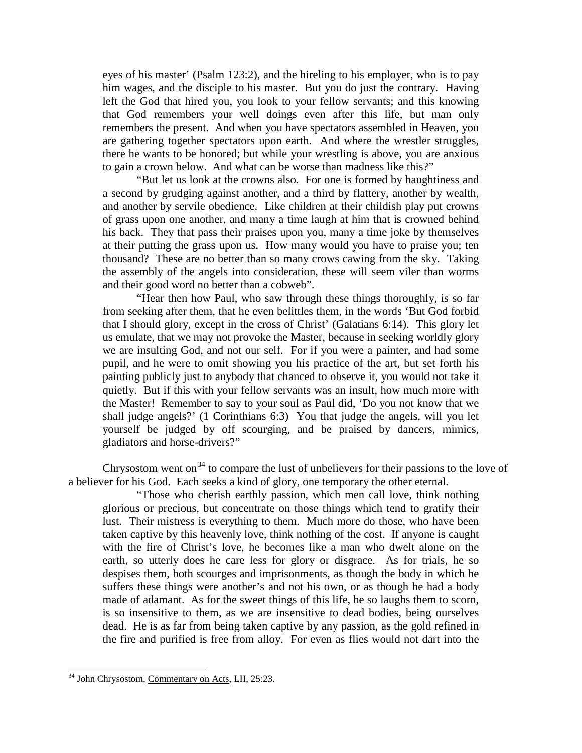eyes of his master' (Psalm 123:2), and the hireling to his employer, who is to pay him wages, and the disciple to his master. But you do just the contrary. Having left the God that hired you, you look to your fellow servants; and this knowing that God remembers your well doings even after this life, but man only remembers the present. And when you have spectators assembled in Heaven, you are gathering together spectators upon earth. And where the wrestler struggles, there he wants to be honored; but while your wrestling is above, you are anxious to gain a crown below. And what can be worse than madness like this?"

> "But let us look at the crowns also. For one is formed by haughtiness and a second by grudging against another, and a third by flattery, another by wealth, and another by servile obedience. Like children at their childish play put crowns of grass upon one another, and many a time laugh at him that is crowned behind his back. They that pass their praises upon you, many a time joke by themselves at their putting the grass upon us. How many would you have to praise you; ten thousand? These are no better than so many crows cawing from the sky. Taking the assembly of the angels into consideration, these will seem viler than worms and their good word no better than a cobweb".

> "Hear then how Paul, who saw through these things thoroughly, is so far from seeking after them, that he even belittles them, in the words 'But God forbid that I should glory, except in the cross of Christ' (Galatians 6:14). This glory let us emulate, that we may not provoke the Master, because in seeking worldly glory we are insulting God, and not our self. For if you were a painter, and had some pupil, and he were to omit showing you his practice of the art, but set forth his painting publicly just to anybody that chanced to observe it, you would not take it quietly. But if this with your fellow servants was an insult, how much more with the Master! Remember to say to your soul as Paul did, 'Do you not know that we shall judge angels?' (1 Corinthians 6:3) You that judge the angels, will you let yourself be judged by off scourging, and be praised by dancers, mimics, gladiators and horse-drivers?"

Chrysostom went on[34] to compare the lust of unbelievers for their passions to the love of a believer for his God. Each seeks a kind of glory, one temporary the other eternal.

> "Those who cherish earthly passion, which men call love, think nothing glorious or precious, but concentrate on those things which tend to gratify their lust. Their mistress is everything to them. Much more do those, who have been taken captive by this heavenly love, think nothing of the cost. If anyone is caught with the fire of Christ's love, he becomes like a man who dwelt alone on the earth, so utterly does he care less for glory or disgrace. As for trials, he so despises them, both scourges and imprisonments, as though the body in which he suffers these things were another's and not his own, or as though he had a body made of adamant. As for the sweet things of this life, he so laughs them to scorn, is so insensitive to them, as we are insensitive to dead bodies, being ourselves dead. He is as far from being taken captive by any passion, as the gold refined in the fire and purified is free from alloy. For even as flies would not dart into the

---

[34] John Chrysostom, Commentary on Acts, LII, 25:23.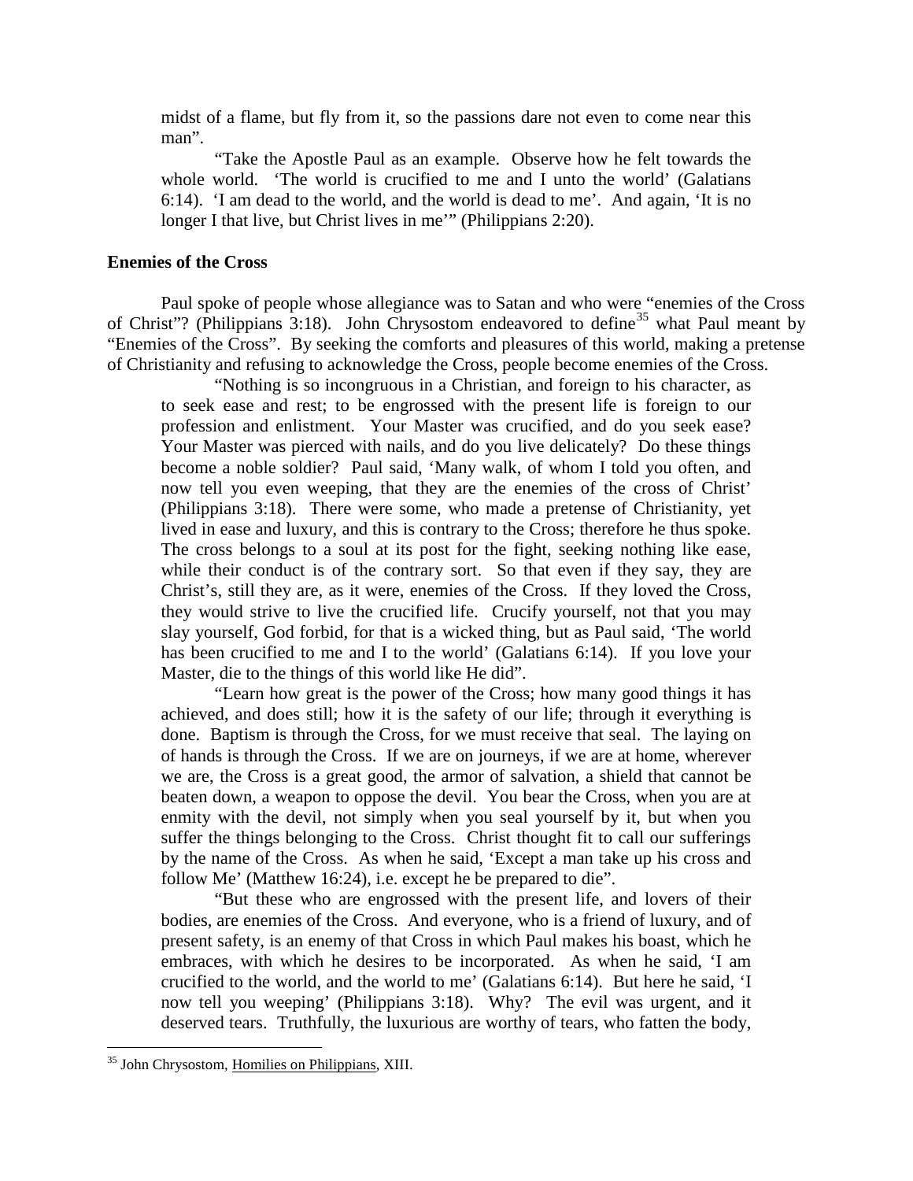midst of a flame, but fly from it, so the passions dare not even to come near this man".

"Take the Apostle Paul as an example. Observe how he felt towards the whole world. 'The world is crucified to me and I unto the world' (Galatians 6:14). 'I am dead to the world, and the world is dead to me'. And again, 'It is no longer I that live, but Christ lives in me'" (Philippians 2:20).

**Enemies of the Cross**

Paul spoke of people whose allegiance was to Satan and who were "enemies of the Cross of Christ"? (Philippians 3:18). John Chrysostom endeavored to define[35] what Paul meant by "Enemies of the Cross". By seeking the comforts and pleasures of this world, making a pretense of Christianity and refusing to acknowledge the Cross, people become enemies of the Cross.

> "Nothing is so incongruous in a Christian, and foreign to his character, as to seek ease and rest; to be engrossed with the present life is foreign to our profession and enlistment. Your Master was crucified, and do you seek ease? Your Master was pierced with nails, and do you live delicately? Do these things become a noble soldier? Paul said, 'Many walk, of whom I told you often, and now tell you even weeping, that they are the enemies of the cross of Christ' (Philippians 3:18). There were some, who made a pretense of Christianity, yet lived in ease and luxury, and this is contrary to the Cross; therefore he thus spoke. The cross belongs to a soul at its post for the fight, seeking nothing like ease, while their conduct is of the contrary sort. So that even if they say, they are Christ's, still they are, as it were, enemies of the Cross. If they loved the Cross, they would strive to live the crucified life. Crucify yourself, not that you may slay yourself, God forbid, for that is a wicked thing, but as Paul said, 'The world has been crucified to me and I to the world' (Galatians 6:14). If you love your Master, die to the things of this world like He did".
>
> "Learn how great is the power of the Cross; how many good things it has achieved, and does still; how it is the safety of our life; through it everything is done. Baptism is through the Cross, for we must receive that seal. The laying on of hands is through the Cross. If we are on journeys, if we are at home, wherever we are, the Cross is a great good, the armor of salvation, a shield that cannot be beaten down, a weapon to oppose the devil. You bear the Cross, when you are at enmity with the devil, not simply when you seal yourself by it, but when you suffer the things belonging to the Cross. Christ thought fit to call our sufferings by the name of the Cross. As when he said, 'Except a man take up his cross and follow Me' (Matthew 16:24), i.e. except he be prepared to die".
>
> "But these who are engrossed with the present life, and lovers of their bodies, are enemies of the Cross. And everyone, who is a friend of luxury, and of present safety, is an enemy of that Cross in which Paul makes his boast, which he embraces, with which he desires to be incorporated. As when he said, 'I am crucified to the world, and the world to me' (Galatians 6:14). But here he said, 'I now tell you weeping' (Philippians 3:18). Why? The evil was urgent, and it deserved tears. Truthfully, the luxurious are worthy of tears, who fatten the body,

[35] John Chrysostom, Homilies on Philippians, XIII.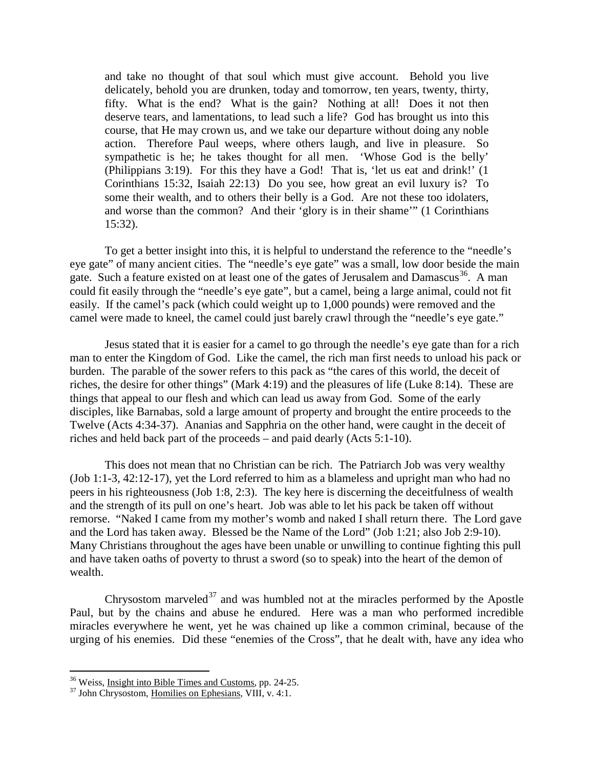> and take no thought of that soul which must give account. Behold you live delicately, behold you are drunken, today and tomorrow, ten years, twenty, thirty, fifty. What is the end? What is the gain? Nothing at all! Does it not then deserve tears, and lamentations, to lead such a life? God has brought us into this course, that He may crown us, and we take our departure without doing any noble action. Therefore Paul weeps, where others laugh, and live in pleasure. So sympathetic is he; he takes thought for all men. 'Whose God is the belly' (Philippians 3:19). For this they have a God! That is, 'let us eat and drink!' (1 Corinthians 15:32, Isaiah 22:13) Do you see, how great an evil luxury is? To some their wealth, and to others their belly is a God. Are not these too idolaters, and worse than the common? And their 'glory is in their shame'" (1 Corinthians 15:32).

To get a better insight into this, it is helpful to understand the reference to the "needle's eye gate" of many ancient cities. The "needle's eye gate" was a small, low door beside the main gate. Such a feature existed on at least one of the gates of Jerusalem and Damascus[36]. A man could fit easily through the "needle's eye gate", but a camel, being a large animal, could not fit easily. If the camel's pack (which could weight up to 1,000 pounds) were removed and the camel were made to kneel, the camel could just barely crawl through the "needle's eye gate."

Jesus stated that it is easier for a camel to go through the needle's eye gate than for a rich man to enter the Kingdom of God. Like the camel, the rich man first needs to unload his pack or burden. The parable of the sower refers to this pack as "the cares of this world, the deceit of riches, the desire for other things" (Mark 4:19) and the pleasures of life (Luke 8:14). These are things that appeal to our flesh and which can lead us away from God. Some of the early disciples, like Barnabas, sold a large amount of property and brought the entire proceeds to the Twelve (Acts 4:34-37). Ananias and Sapphria on the other hand, were caught in the deceit of riches and held back part of the proceeds – and paid dearly (Acts 5:1-10).

This does not mean that no Christian can be rich. The Patriarch Job was very wealthy (Job 1:1-3, 42:12-17), yet the Lord referred to him as a blameless and upright man who had no peers in his righteousness (Job 1:8, 2:3). The key here is discerning the deceitfulness of wealth and the strength of its pull on one's heart. Job was able to let his pack be taken off without remorse. "Naked I came from my mother's womb and naked I shall return there. The Lord gave and the Lord has taken away. Blessed be the Name of the Lord" (Job 1:21; also Job 2:9-10). Many Christians throughout the ages have been unable or unwilling to continue fighting this pull and have taken oaths of poverty to thrust a sword (so to speak) into the heart of the demon of wealth.

Chrysostom marveled[37] and was humbled not at the miracles performed by the Apostle Paul, but by the chains and abuse he endured. Here was a man who performed incredible miracles everywhere he went, yet he was chained up like a common criminal, because of the urging of his enemies. Did these "enemies of the Cross", that he dealt with, have any idea who

---

[36] Weiss, Insight into Bible Times and Customs, pp. 24-25.

[37] John Chrysostom, Homilies on Ephesians, VIII, v. 4:1.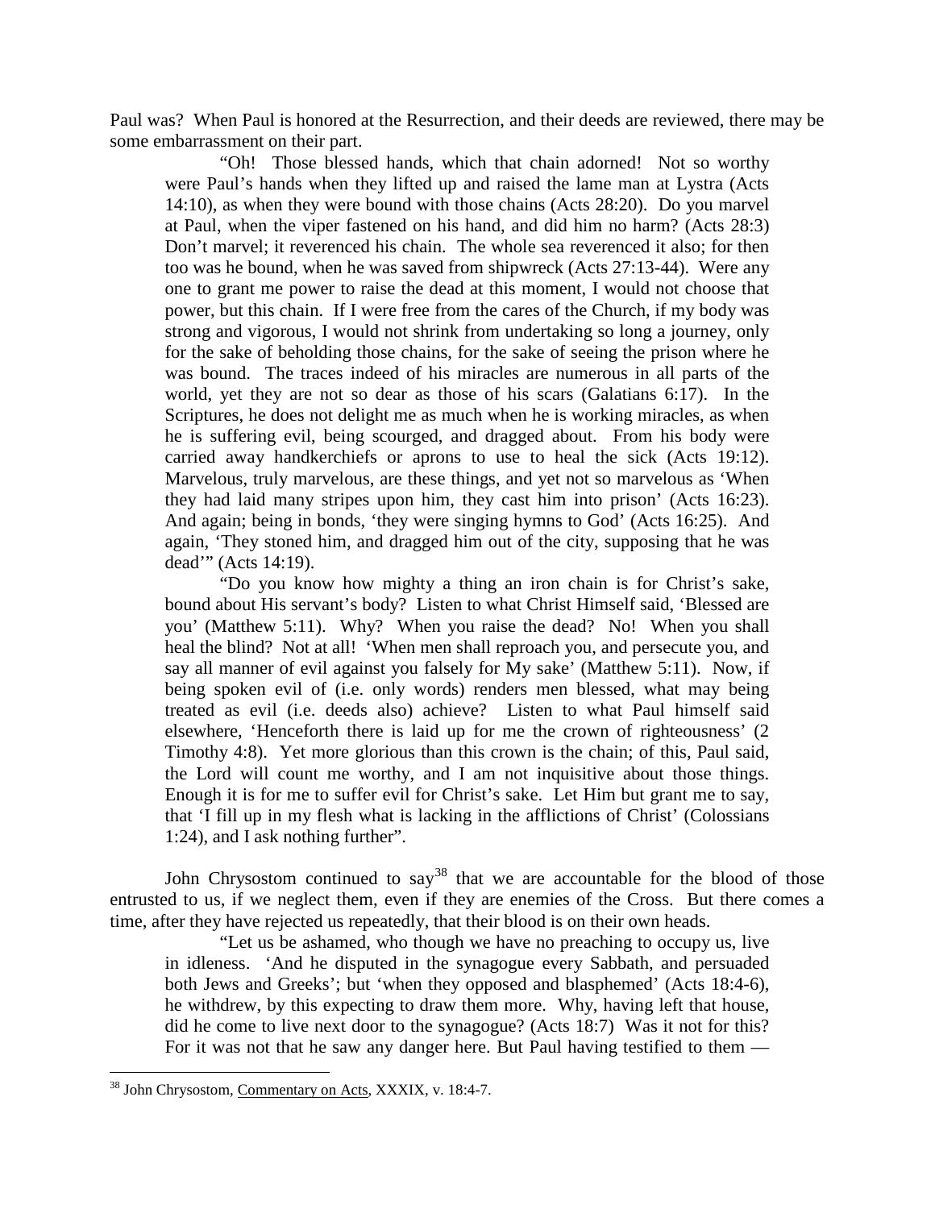Paul was? When Paul is honored at the Resurrection, and their deeds are reviewed, there may be some embarrassment on their part.

> "Oh! Those blessed hands, which that chain adorned! Not so worthy were Paul's hands when they lifted up and raised the lame man at Lystra (Acts 14:10), as when they were bound with those chains (Acts 28:20). Do you marvel at Paul, when the viper fastened on his hand, and did him no harm? (Acts 28:3) Don't marvel; it reverenced his chain. The whole sea reverenced it also; for then too was he bound, when he was saved from shipwreck (Acts 27:13-44). Were any one to grant me power to raise the dead at this moment, I would not choose that power, but this chain. If I were free from the cares of the Church, if my body was strong and vigorous, I would not shrink from undertaking so long a journey, only for the sake of beholding those chains, for the sake of seeing the prison where he was bound. The traces indeed of his miracles are numerous in all parts of the world, yet they are not so dear as those of his scars (Galatians 6:17). In the Scriptures, he does not delight me as much when he is working miracles, as when he is suffering evil, being scourged, and dragged about. From his body were carried away handkerchiefs or aprons to use to heal the sick (Acts 19:12). Marvelous, truly marvelous, are these things, and yet not so marvelous as 'When they had laid many stripes upon him, they cast him into prison' (Acts 16:23). And again; being in bonds, 'they were singing hymns to God' (Acts 16:25). And again, 'They stoned him, and dragged him out of the city, supposing that he was dead'" (Acts 14:19).
>
> "Do you know how mighty a thing an iron chain is for Christ's sake, bound about His servant's body? Listen to what Christ Himself said, 'Blessed are you' (Matthew 5:11). Why? When you raise the dead? No! When you shall heal the blind? Not at all! 'When men shall reproach you, and persecute you, and say all manner of evil against you falsely for My sake' (Matthew 5:11). Now, if being spoken evil of (i.e. only words) renders men blessed, what may being treated as evil (i.e. deeds also) achieve? Listen to what Paul himself said elsewhere, 'Henceforth there is laid up for me the crown of righteousness' (2 Timothy 4:8). Yet more glorious than this crown is the chain; of this, Paul said, the Lord will count me worthy, and I am not inquisitive about those things. Enough it is for me to suffer evil for Christ's sake. Let Him but grant me to say, that 'I fill up in my flesh what is lacking in the afflictions of Christ' (Colossians 1:24), and I ask nothing further".

John Chrysostom continued to say[38] that we are accountable for the blood of those entrusted to us, if we neglect them, even if they are enemies of the Cross. But there comes a time, after they have rejected us repeatedly, that their blood is on their own heads.

> "Let us be ashamed, who though we have no preaching to occupy us, live in idleness. 'And he disputed in the synagogue every Sabbath, and persuaded both Jews and Greeks'; but 'when they opposed and blasphemed' (Acts 18:4-6), he withdrew, by this expecting to draw them more. Why, having left that house, did he come to live next door to the synagogue? (Acts 18:7) Was it not for this? For it was not that he saw any danger here. But Paul having testified to them —

[38] John Chrysostom, Commentary on Acts, XXXIX, v. 18:4-7.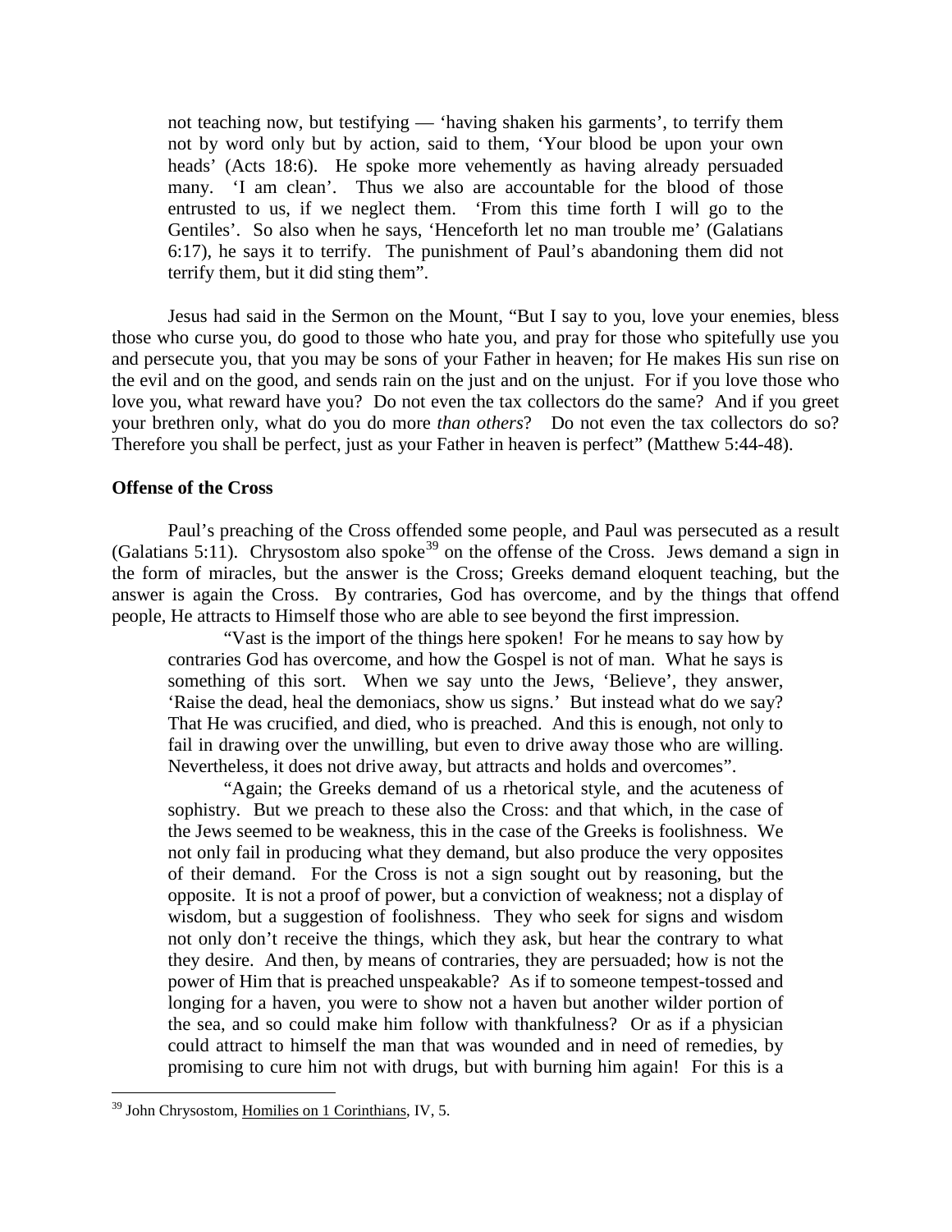> not teaching now, but testifying — 'having shaken his garments', to terrify them not by word only but by action, said to them, 'Your blood be upon your own heads' (Acts 18:6). He spoke more vehemently as having already persuaded many. 'I am clean'. Thus we also are accountable for the blood of those entrusted to us, if we neglect them. 'From this time forth I will go to the Gentiles'. So also when he says, 'Henceforth let no man trouble me' (Galatians 6:17), he says it to terrify. The punishment of Paul's abandoning them did not terrify them, but it did sting them".

Jesus had said in the Sermon on the Mount, "But I say to you, love your enemies, bless those who curse you, do good to those who hate you, and pray for those who spitefully use you and persecute you, that you may be sons of your Father in heaven; for He makes His sun rise on the evil and on the good, and sends rain on the just and on the unjust. For if you love those who love you, what reward have you? Do not even the tax collectors do the same? And if you greet your brethren only, what do you do more *than others*? Do not even the tax collectors do so? Therefore you shall be perfect, just as your Father in heaven is perfect" (Matthew 5:44-48).

**Offense of the Cross**

Paul's preaching of the Cross offended some people, and Paul was persecuted as a result (Galatians 5:11). Chrysostom also spoke[39] on the offense of the Cross. Jews demand a sign in the form of miracles, but the answer is the Cross; Greeks demand eloquent teaching, but the answer is again the Cross. By contraries, God has overcome, and by the things that offend people, He attracts to Himself those who are able to see beyond the first impression.

> "Vast is the import of the things here spoken! For he means to say how by contraries God has overcome, and how the Gospel is not of man. What he says is something of this sort. When we say unto the Jews, 'Believe', they answer, 'Raise the dead, heal the demoniacs, show us signs.' But instead what do we say? That He was crucified, and died, who is preached. And this is enough, not only to fail in drawing over the unwilling, but even to drive away those who are willing. Nevertheless, it does not drive away, but attracts and holds and overcomes".
>
> "Again; the Greeks demand of us a rhetorical style, and the acuteness of sophistry. But we preach to these also the Cross: and that which, in the case of the Jews seemed to be weakness, this in the case of the Greeks is foolishness. We not only fail in producing what they demand, but also produce the very opposites of their demand. For the Cross is not a sign sought out by reasoning, but the opposite. It is not a proof of power, but a conviction of weakness; not a display of wisdom, but a suggestion of foolishness. They who seek for signs and wisdom not only don't receive the things, which they ask, but hear the contrary to what they desire. And then, by means of contraries, they are persuaded; how is not the power of Him that is preached unspeakable? As if to someone tempest-tossed and longing for a haven, you were to show not a haven but another wilder portion of the sea, and so could make him follow with thankfulness? Or as if a physician could attract to himself the man that was wounded and in need of remedies, by promising to cure him not with drugs, but with burning him again! For this is a

[39] John Chrysostom, Homilies on 1 Corinthians, IV, 5.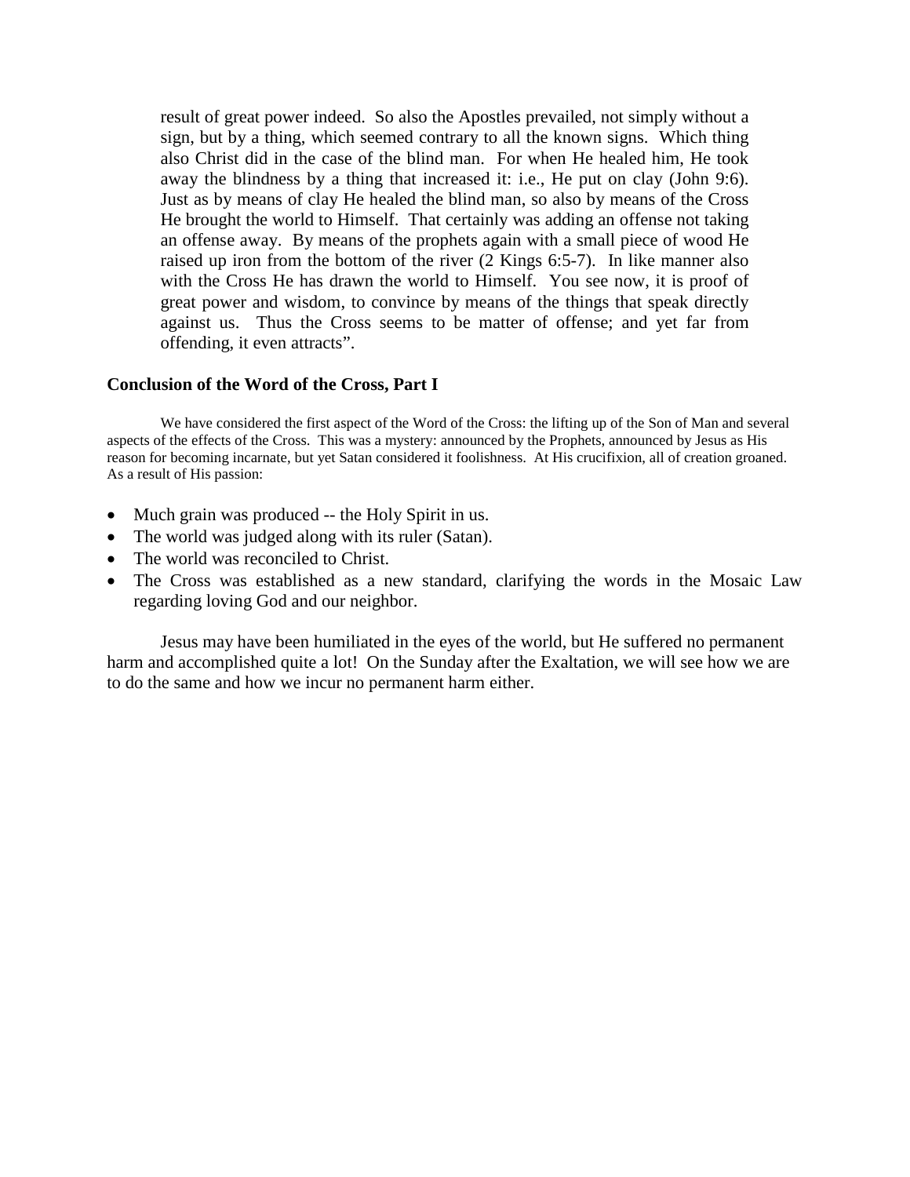result of great power indeed. So also the Apostles prevailed, not simply without a sign, but by a thing, which seemed contrary to all the known signs. Which thing also Christ did in the case of the blind man. For when He healed him, He took away the blindness by a thing that increased it: i.e., He put on clay (John 9:6). Just as by means of clay He healed the blind man, so also by means of the Cross He brought the world to Himself. That certainly was adding an offense not taking an offense away. By means of the prophets again with a small piece of wood He raised up iron from the bottom of the river (2 Kings 6:5-7). In like manner also with the Cross He has drawn the world to Himself. You see now, it is proof of great power and wisdom, to convince by means of the things that speak directly against us. Thus the Cross seems to be matter of offense; and yet far from offending, it even attracts".

**Conclusion of the Word of the Cross, Part I**

We have considered the first aspect of the Word of the Cross: the lifting up of the Son of Man and several aspects of the effects of the Cross. This was a mystery: announced by the Prophets, announced by Jesus as His reason for becoming incarnate, but yet Satan considered it foolishness. At His crucifixion, all of creation groaned. As a result of His passion:

- Much grain was produced -- the Holy Spirit in us.
- The world was judged along with its ruler (Satan).
- The world was reconciled to Christ.
- The Cross was established as a new standard, clarifying the words in the Mosaic Law regarding loving God and our neighbor.

Jesus may have been humiliated in the eyes of the world, but He suffered no permanent harm and accomplished quite a lot! On the Sunday after the Exaltation, we will see how we are to do the same and how we incur no permanent harm either.